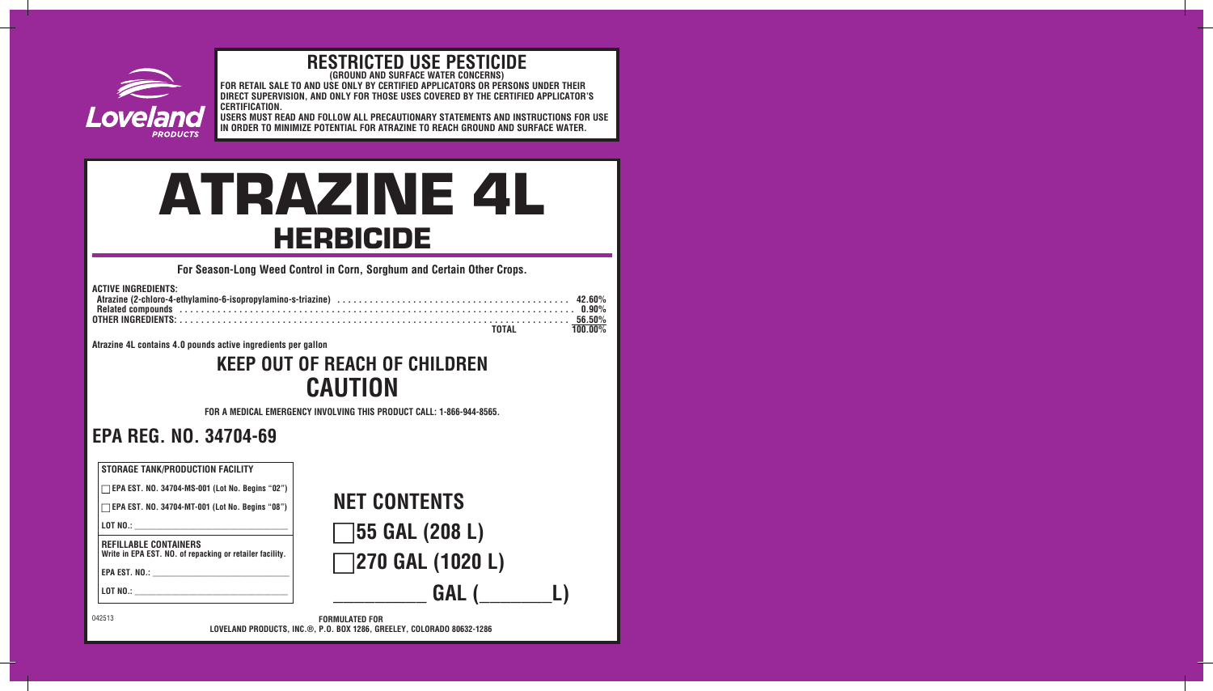Loveland PRODUCTS

## RESTRICTED USE PESTICIDE

**(GROUND AND SURFACE WATER CONCERNS)**

**FOR RETAIL SALE TO AND USE ONLY BY CERTIFIED APPLICATORS OR PERSONS UNDER THEIR DIRECT SUPERVISION, AND ONLY FOR THOSE USES COVERED BY THE CERTIFIED APPLICATOR'S CERTIFICATION.**

**USERS MUST READ AND FOLLOW ALL PRECAUTIONARY STATEMENTS AND INSTRUCTIONS FOR USE IN ORDER TO MINIMIZE POTENTIAL FOR ATRAZINE TO REACH GROUND AND SURFACE WATER.**

# ATRAZINE 4L

## HERBICIDE

**For Season-Long Weed Control in Corn, Sorghum and Certain Other Crops.**

**ACTIVE INGREDIENTS:**

| | |
|---|---|
| Atrazine (2-chloro-4-ethylamino-6-isopropylamino-s-triazine) | 42.60% |
| Related compounds | 0.90% |
| **OTHER INGREDIENTS:** | 56.50% |
| **TOTAL** | 100.00% |

**Atrazine 4L contains 4.0 pounds active ingredients per gallon**

## KEEP OUT OF REACH OF CHILDREN

## CAUTION

**FOR A MEDICAL EMERGENCY INVOLVING THIS PRODUCT CALL: 1-866-944-8565.**

## EPA REG. NO. 34704-69

**STORAGE TANK/PRODUCTION FACILITY**

☐ EPA EST. NO. 34704-MS-001 (Lot No. Begins "02")

☐ EPA EST. NO. 34704-MT-001 (Lot No. Begins "08")

LOT NO.: ______________________

**REFILLABLE CONTAINERS**

Write in EPA EST. NO. of repacking or retailer facility.

EPA EST. NO.: ______________________

LOT NO.: ______________________

## NET CONTENTS

☐ 55 GAL (208 L)

☐ 270 GAL (1020 L)

__________ GAL (________L)

042513

**FORMULATED FOR**

**LOVELAND PRODUCTS, INC.®, P.O. BOX 1286, GREELEY, COLORADO 80632-1286**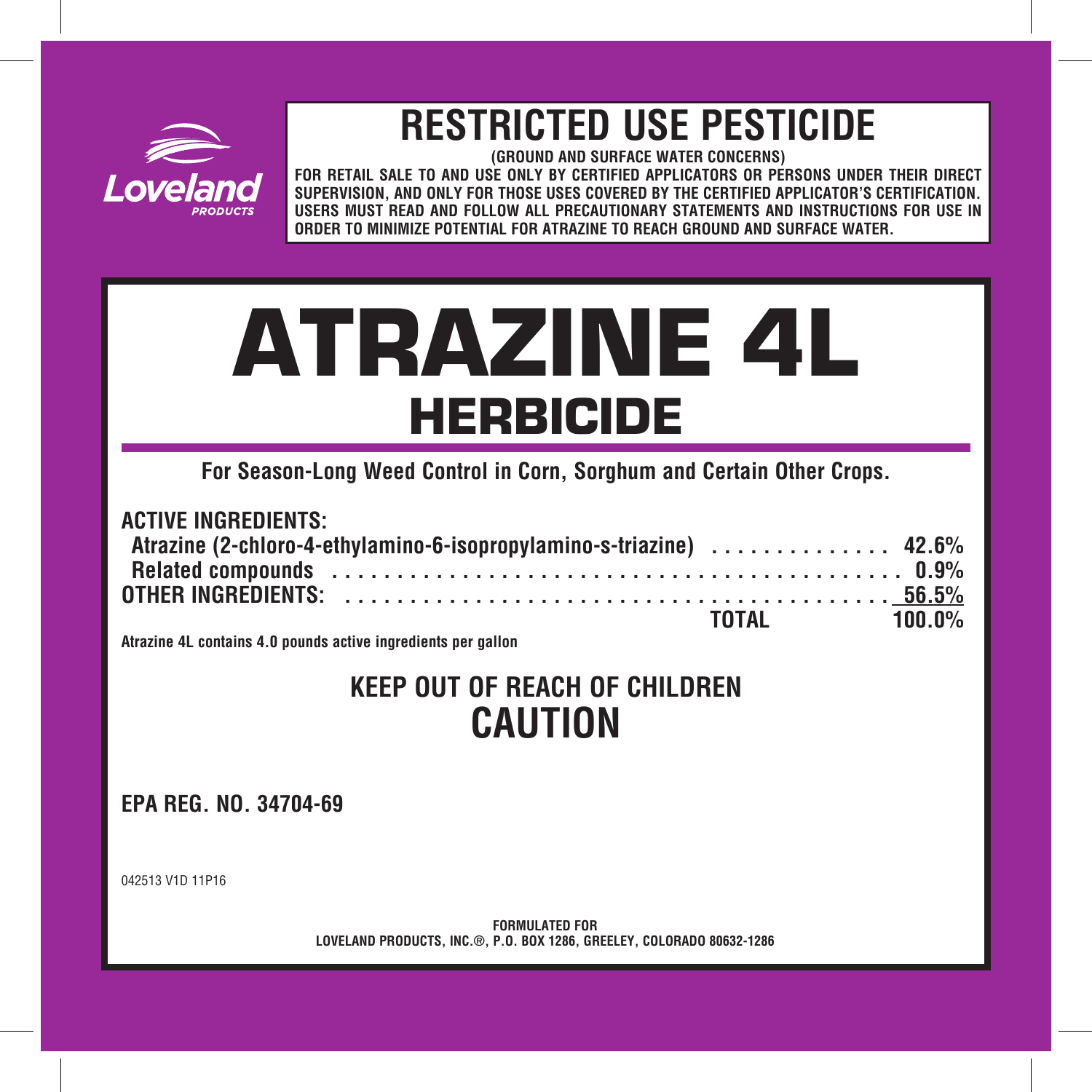Loveland PRODUCTS

# RESTRICTED USE PESTICIDE

**(GROUND AND SURFACE WATER CONCERNS)**

**FOR RETAIL SALE TO AND USE ONLY BY CERTIFIED APPLICATORS OR PERSONS UNDER THEIR DIRECT SUPERVISION, AND ONLY FOR THOSE USES COVERED BY THE CERTIFIED APPLICATOR'S CERTIFICATION. USERS MUST READ AND FOLLOW ALL PRECAUTIONARY STATEMENTS AND INSTRUCTIONS FOR USE IN ORDER TO MINIMIZE POTENTIAL FOR ATRAZINE TO REACH GROUND AND SURFACE WATER.**

# ATRAZINE 4L

## HERBICIDE

**For Season-Long Weed Control in Corn, Sorghum and Certain Other Crops.**

| **ACTIVE INGREDIENTS:** | |
|---|---|
| **Atrazine (2-chloro-4-ethylamino-6-isopropylamino-s-triazine)** | **42.6%** |
| **Related compounds** | **0.9%** |
| **OTHER INGREDIENTS:** | **56.5%** |
| **TOTAL** | **100.0%** |

**Atrazine 4L contains 4.0 pounds active ingredients per gallon**

## KEEP OUT OF REACH OF CHILDREN

## CAUTION

**EPA REG. NO. 34704-69**

042513 V1D 11P16

**FORMULATED FOR**
**LOVELAND PRODUCTS, INC.®, P.O. BOX 1286, GREELEY, COLORADO 80632-1286**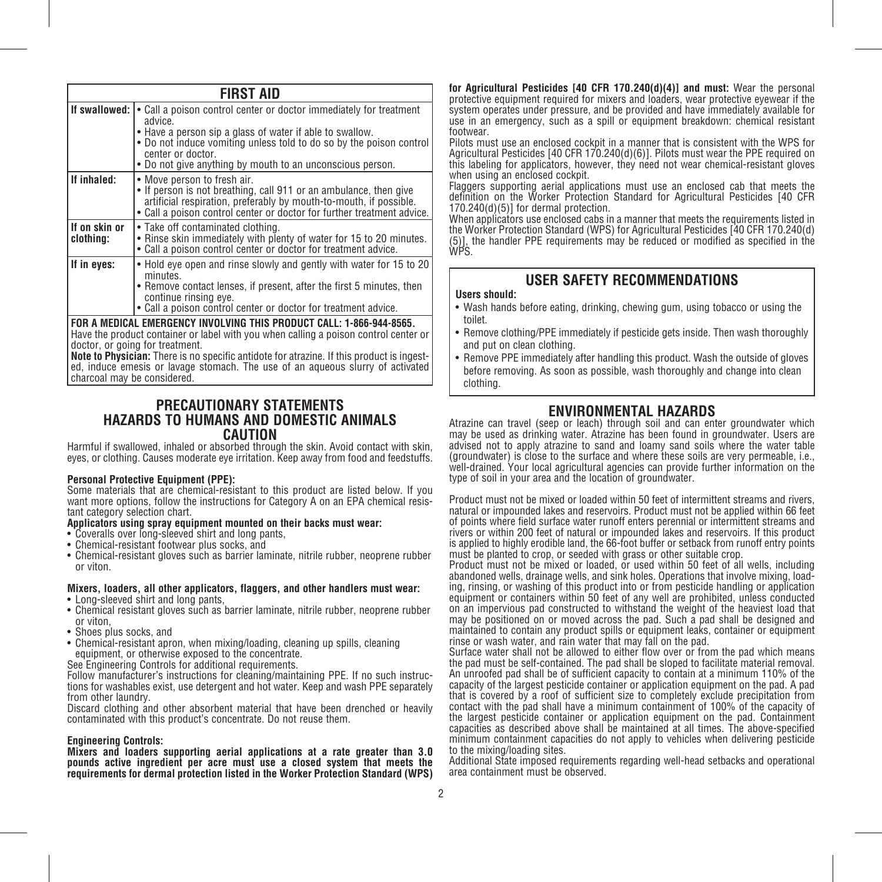## FIRST AID

| | |
|---|---|
| **If swallowed:** | • Call a poison control center or doctor immediately for treatment advice.<br>• Have a person sip a glass of water if able to swallow.<br>• Do not induce vomiting unless told to do so by the poison control center or doctor.<br>• Do not give anything by mouth to an unconscious person. |
| **If inhaled:** | • Move person to fresh air.<br>• If person is not breathing, call 911 or an ambulance, then give artificial respiration, preferably by mouth-to-mouth, if possible.<br>• Call a poison control center or doctor for further treatment advice. |
| **If on skin or clothing:** | • Take off contaminated clothing.<br>• Rinse skin immediately with plenty of water for 15 to 20 minutes.<br>• Call a poison control center or doctor for treatment advice. |
| **If in eyes:** | • Hold eye open and rinse slowly and gently with water for 15 to 20 minutes.<br>• Remove contact lenses, if present, after the first 5 minutes, then continue rinsing eye.<br>• Call a poison control center or doctor for treatment advice. |

**FOR A MEDICAL EMERGENCY INVOLVING THIS PRODUCT CALL: 1-866-944-8565.**
Have the product container or label with you when calling a poison control center or doctor, or going for treatment.
**Note to Physician:** There is no specific antidote for atrazine. If this product is ingested, induce emesis or lavage stomach. The use of an aqueous slurry of activated charcoal may be considered.

## PRECAUTIONARY STATEMENTS
## HAZARDS TO HUMANS AND DOMESTIC ANIMALS
## CAUTION

Harmful if swallowed, inhaled or absorbed through the skin. Avoid contact with skin, eyes, or clothing. Causes moderate eye irritation. Keep away from food and feedstuffs.

**Personal Protective Equipment (PPE):**
Some materials that are chemical-resistant to this product are listed below. If you want more options, follow the instructions for Category A on an EPA chemical resistant category selection chart.

**Applicators using spray equipment mounted on their backs must wear:**
- Coveralls over long-sleeved shirt and long pants,
- Chemical-resistant footwear plus socks, and
- Chemical-resistant gloves such as barrier laminate, nitrile rubber, neoprene rubber or viton.

**Mixers, loaders, all other applicators, flaggers, and other handlers must wear:**
- Long-sleeved shirt and long pants,
- Chemical resistant gloves such as barrier laminate, nitrile rubber, neoprene rubber or viton,
- Shoes plus socks, and
- Chemical-resistant apron, when mixing/loading, cleaning up spills, cleaning equipment, or otherwise exposed to the concentrate.

See Engineering Controls for additional requirements.
Follow manufacturer's instructions for cleaning/maintaining PPE. If no such instructions for washables exist, use detergent and hot water. Keep and wash PPE separately from other laundry.
Discard clothing and other absorbent material that have been drenched or heavily contaminated with this product's concentrate. Do not reuse them.

**Engineering Controls:**
**Mixers and loaders supporting aerial applications at a rate greater than 3.0 pounds active ingredient per acre must use a closed system that meets the requirements for dermal protection listed in the Worker Protection Standard (WPS) for Agricultural Pesticides [40 CFR 170.240(d)(4)] and must:** Wear the personal protective equipment required for mixers and loaders, wear protective eyewear if the system operates under pressure, and be provided and have immediately available for use in an emergency, such as a spill or equipment breakdown: chemical resistant footwear.
Pilots must use an enclosed cockpit in a manner that is consistent with the WPS for Agricultural Pesticides [40 CFR 170.240(d)(6)]. Pilots must wear the PPE required on this labeling for applicators, however, they need not wear chemical-resistant gloves when using an enclosed cockpit.
Flaggers supporting aerial applications must use an enclosed cab that meets the definition on the Worker Protection Standard for Agricultural Pesticides [40 CFR 170.240(d)(5)] for dermal protection.
When applicators use enclosed cabs in a manner that meets the requirements listed in the Worker Protection Standard (WPS) for Agricultural Pesticides [40 CFR 170.240(d)(5)], the handler PPE requirements may be reduced or modified as specified in the WPS.

## USER SAFETY RECOMMENDATIONS

**Users should:**
- Wash hands before eating, drinking, chewing gum, using tobacco or using the toilet.
- Remove clothing/PPE immediately if pesticide gets inside. Then wash thoroughly and put on clean clothing.
- Remove PPE immediately after handling this product. Wash the outside of gloves before removing. As soon as possible, wash thoroughly and change into clean clothing.

## ENVIRONMENTAL HAZARDS

Atrazine can travel (seep or leach) through soil and can enter groundwater which may be used as drinking water. Atrazine has been found in groundwater. Users are advised not to apply atrazine to sand and loamy sand soils where the water table (groundwater) is close to the surface and where these soils are very permeable, i.e., well-drained. Your local agricultural agencies can provide further information on the type of soil in your area and the location of groundwater.

Product must not be mixed or loaded within 50 feet of intermittent streams and rivers, natural or impounded lakes and reservoirs. Product must not be applied within 66 feet of points where field surface water runoff enters perennial or intermittent streams and rivers or within 200 feet of natural or impounded lakes and reservoirs. If this product is applied to highly erodible land, the 66-foot buffer or setback from runoff entry points must be planted to crop, or seeded with grass or other suitable crop.
Product must not be mixed or loaded, or used within 50 feet of all wells, including abandoned wells, drainage wells, and sink holes. Operations that involve mixing, loading, rinsing, or washing of this product into or from pesticide handling or application equipment or containers within 50 feet of any well are prohibited, unless conducted on an impervious pad constructed to withstand the weight of the heaviest load that may be positioned on or moved across the pad. Such a pad shall be designed and maintained to contain any product spills or equipment leaks, container or equipment rinse or wash water, and rain water that may fall on the pad.
Surface water shall not be allowed to either flow over or from the pad which means the pad must be self-contained. The pad shall be sloped to facilitate material removal. An unroofed pad shall be of sufficient capacity to contain at a minimum 110% of the capacity of the largest pesticide container or application equipment on the pad. A pad that is covered by a roof of sufficient size to completely exclude precipitation from contact with the pad shall have a minimum containment of 100% of the capacity of the largest pesticide container or application equipment on the pad. Containment capacities as described above shall be maintained at all times. The above-specified minimum containment capacities do not apply to vehicles when delivering pesticide to the mixing/loading sites.
Additional State imposed requirements regarding well-head setbacks and operational area containment must be observed.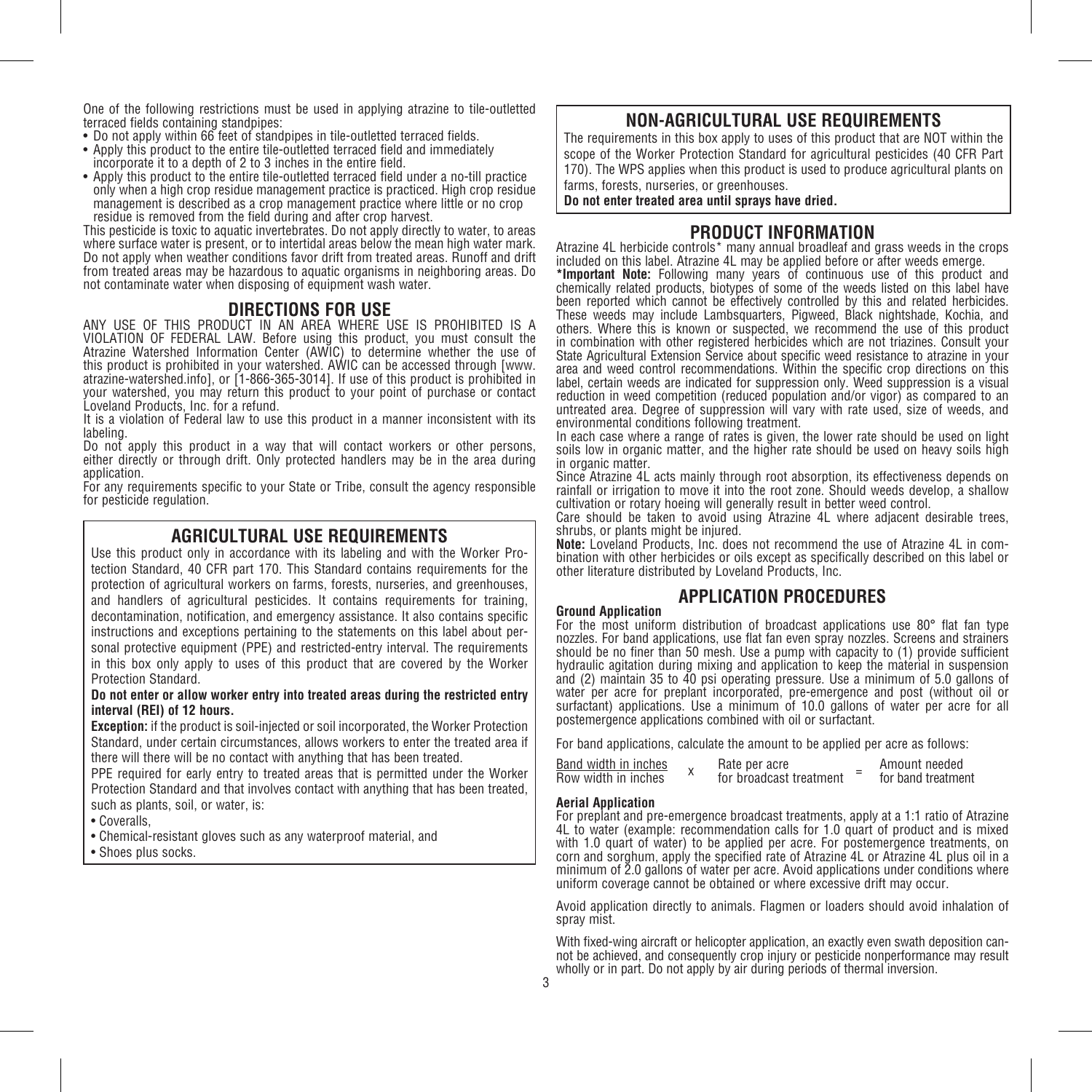One of the following restrictions must be used in applying atrazine to tile-outletted terraced fields containing standpipes:

- Do not apply within 66 feet of standpipes in tile-outletted terraced fields.
- Apply this product to the entire tile-outletted terraced field and immediately incorporate it to a depth of 2 to 3 inches in the entire field.
- Apply this product to the entire tile-outletted terraced field under a no-till practice only when a high crop residue management practice is practiced. High crop residue management is described as a crop management practice where little or no crop residue is removed from the field during and after crop harvest.

This pesticide is toxic to aquatic invertebrates. Do not apply directly to water, to areas where surface water is present, or to intertidal areas below the mean high water mark. Do not apply when weather conditions favor drift from treated areas. Runoff and drift from treated areas may be hazardous to aquatic organisms in neighboring areas. Do not contaminate water when disposing of equipment wash water.

## DIRECTIONS FOR USE

ANY USE OF THIS PRODUCT IN AN AREA WHERE USE IS PROHIBITED IS A VIOLATION OF FEDERAL LAW. Before using this product, you must consult the Atrazine Watershed Information Center (AWIC) to determine whether the use of this product is prohibited in your watershed. AWIC can be accessed through [www.atrazine-watershed.info], or [1-866-365-3014]. If use of this product is prohibited in your watershed, you may return this product to your point of purchase or contact Loveland Products, Inc. for a refund.

It is a violation of Federal law to use this product in a manner inconsistent with its labeling.

Do not apply this product in a way that will contact workers or other persons, either directly or through drift. Only protected handlers may be in the area during application.

For any requirements specific to your State or Tribe, consult the agency responsible for pesticide regulation.

## AGRICULTURAL USE REQUIREMENTS

Use this product only in accordance with its labeling and with the Worker Protection Standard, 40 CFR part 170. This Standard contains requirements for the protection of agricultural workers on farms, forests, nurseries, and greenhouses, and handlers of agricultural pesticides. It contains requirements for training, decontamination, notification, and emergency assistance. It also contains specific instructions and exceptions pertaining to the statements on this label about personal protective equipment (PPE) and restricted-entry interval. The requirements in this box only apply to uses of this product that are covered by the Worker Protection Standard.

**Do not enter or allow worker entry into treated areas during the restricted entry interval (REI) of 12 hours.**

**Exception:** if the product is soil-injected or soil incorporated, the Worker Protection Standard, under certain circumstances, allows workers to enter the treated area if there will there will be no contact with anything that has been treated.

PPE required for early entry to treated areas that is permitted under the Worker Protection Standard and that involves contact with anything that has been treated, such as plants, soil, or water, is:

- Coveralls,
- Chemical-resistant gloves such as any waterproof material, and
- Shoes plus socks.

## NON-AGRICULTURAL USE REQUIREMENTS

The requirements in this box apply to uses of this product that are NOT within the scope of the Worker Protection Standard for agricultural pesticides (40 CFR Part 170). The WPS applies when this product is used to produce agricultural plants on farms, forests, nurseries, or greenhouses.

**Do not enter treated area until sprays have dried.**

## PRODUCT INFORMATION

Atrazine 4L herbicide controls* many annual broadleaf and grass weeds in the crops included on this label. Atrazine 4L may be applied before or after weeds emerge.

***Important Note:** Following many years of continuous use of this product and chemically related products, biotypes of some of the weeds listed on this label have been reported which cannot be effectively controlled by this and related herbicides. These weeds may include Lambsquarters, Pigweed, Black nightshade, Kochia, and others. Where this is known or suspected, we recommend the use of this product in combination with other registered herbicides which are not triazines. Consult your State Agricultural Extension Service about specific weed resistance to atrazine in your area and weed control recommendations. Within the specific crop directions on this label, certain weeds are indicated for suppression only. Weed suppression is a visual reduction in weed competition (reduced population and/or vigor) as compared to an untreated area. Degree of suppression will vary with rate used, size of weeds, and environmental conditions following treatment.

In each case where a range of rates is given, the lower rate should be used on light soils low in organic matter, and the higher rate should be used on heavy soils high in organic matter.

Since Atrazine 4L acts mainly through root absorption, its effectiveness depends on rainfall or irrigation to move it into the root zone. Should weeds develop, a shallow cultivation or rotary hoeing will generally result in better weed control.

Care should be taken to avoid using Atrazine 4L where adjacent desirable trees, shrubs, or plants might be injured.

**Note:** Loveland Products, Inc. does not recommend the use of Atrazine 4L in combination with other herbicides or oils except as specifically described on this label or other literature distributed by Loveland Products, Inc.

## APPLICATION PROCEDURES

**Ground Application**

For the most uniform distribution of broadcast applications use 80° flat fan type nozzles. For band applications, use flat fan even spray nozzles. Screens and strainers should be no finer than 50 mesh. Use a pump with capacity to (1) provide sufficient hydraulic agitation during mixing and application to keep the material in suspension and (2) maintain 35 to 40 psi operating pressure. Use a minimum of 5.0 gallons of water per acre for preplant incorporated, pre-emergence and post (without oil or surfactant) applications. Use a minimum of 10.0 gallons of water per acre for all postemergence applications combined with oil or surfactant.

For band applications, calculate the amount to be applied per acre as follows:

$$\frac{\text{Band width in inches}}{\text{Row width in inches}} \times \text{Rate per acre for broadcast treatment} = \text{Amount needed for band treatment}$$

**Aerial Application**

For preplant and pre-emergence broadcast treatments, apply at a 1:1 ratio of Atrazine 4L to water (example: recommendation calls for 1.0 quart of product and is mixed with 1.0 quart of water) to be applied per acre. For postemergence treatments, on corn and sorghum, apply the specified rate of Atrazine 4L or Atrazine 4L plus oil in a minimum of 2.0 gallons of water per acre. Avoid applications under conditions where uniform coverage cannot be obtained or where excessive drift may occur.

Avoid application directly to animals. Flagmen or loaders should avoid inhalation of spray mist.

With fixed-wing aircraft or helicopter application, an exactly even swath deposition cannot be achieved, and consequently crop injury or pesticide nonperformance may result wholly or in part. Do not apply by air during periods of thermal inversion.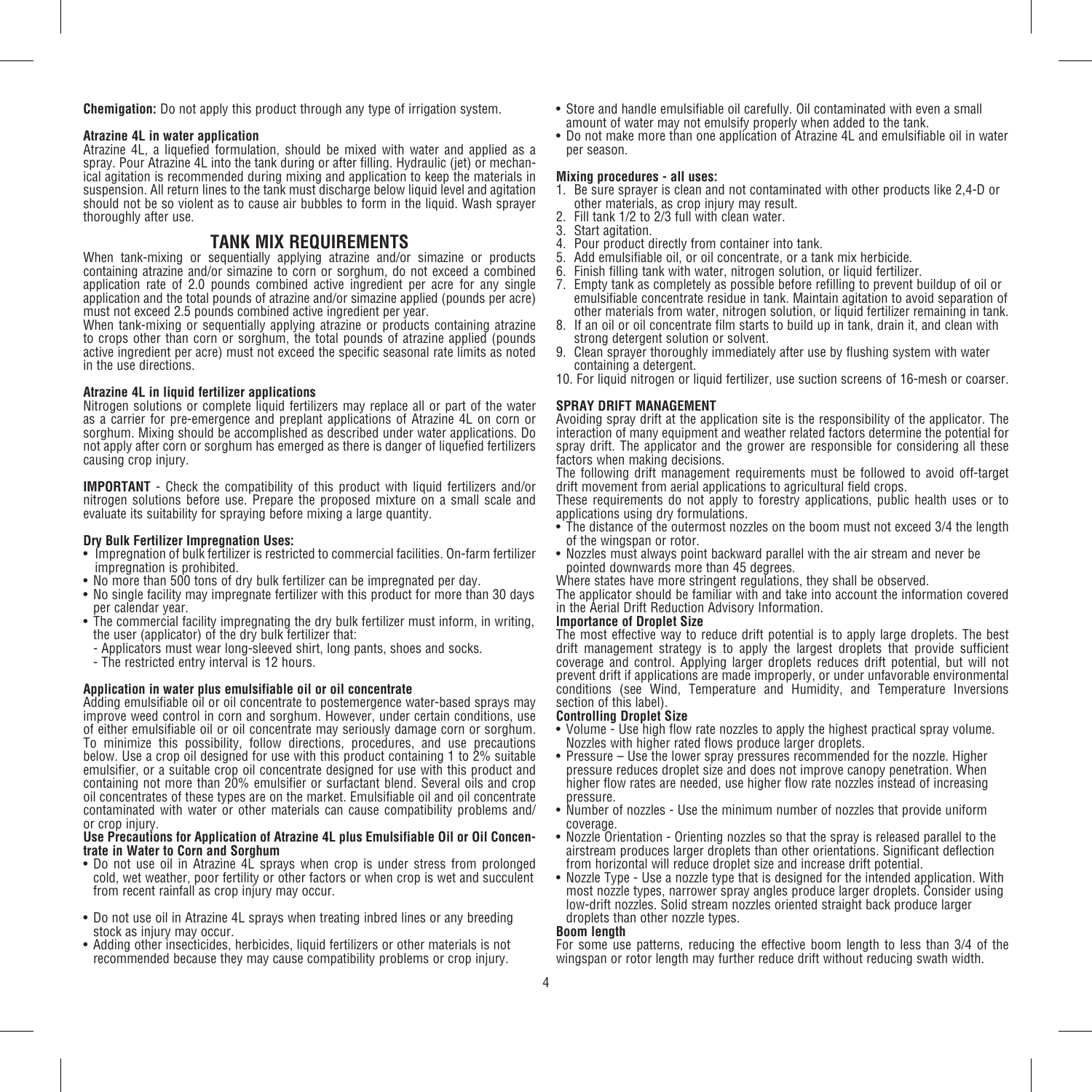**Chemigation:** Do not apply this product through any type of irrigation system.

**Atrazine 4L in water application**

Atrazine 4L, a liquefied formulation, should be mixed with water and applied as a spray. Pour Atrazine 4L into the tank during or after filling. Hydraulic (jet) or mechanical agitation is recommended during mixing and application to keep the materials in suspension. All return lines to the tank must discharge below liquid level and agitation should not be so violent as to cause air bubbles to form in the liquid. Wash sprayer thoroughly after use.

## TANK MIX REQUIREMENTS

When tank-mixing or sequentially applying atrazine and/or simazine or products containing atrazine and/or simazine to corn or sorghum, do not exceed a combined application rate of 2.0 pounds combined active ingredient per acre for any single application and the total pounds of atrazine and/or simazine applied (pounds per acre) must not exceed 2.5 pounds combined active ingredient per year.

When tank-mixing or sequentially applying atrazine or products containing atrazine to crops other than corn or sorghum, the total pounds of atrazine applied (pounds active ingredient per acre) must not exceed the specific seasonal rate limits as noted in the use directions.

**Atrazine 4L in liquid fertilizer applications**

Nitrogen solutions or complete liquid fertilizers may replace all or part of the water as a carrier for pre-emergence and preplant applications of Atrazine 4L on corn or sorghum. Mixing should be accomplished as described under water applications. Do not apply after corn or sorghum has emerged as there is danger of liquefied fertilizers causing crop injury.

**IMPORTANT** - Check the compatibility of this product with liquid fertilizers and/or nitrogen solutions before use. Prepare the proposed mixture on a small scale and evaluate its suitability for spraying before mixing a large quantity.

**Dry Bulk Fertilizer Impregnation Uses:**

- Impregnation of bulk fertilizer is restricted to commercial facilities. On-farm fertilizer impregnation is prohibited.
- No more than 500 tons of dry bulk fertilizer can be impregnated per day.
- No single facility may impregnate fertilizer with this product for more than 30 days per calendar year.
- The commercial facility impregnating the dry bulk fertilizer must inform, in writing, the user (applicator) of the dry bulk fertilizer that:
  - Applicators must wear long-sleeved shirt, long pants, shoes and socks.
  - The restricted entry interval is 12 hours.

**Application in water plus emulsifiable oil or oil concentrate**

Adding emulsifiable oil or oil concentrate to postemergence water-based sprays may improve weed control in corn and sorghum. However, under certain conditions, use of either emulsifiable oil or oil concentrate may seriously damage corn or sorghum. To minimize this possibility, follow directions, procedures, and use precautions below. Use a crop oil designed for use with this product containing 1 to 2% suitable emulsifier, or a suitable crop oil concentrate designed for use with this product and containing not more than 20% emulsifier or surfactant blend. Several oils and crop oil concentrates of these types are on the market. Emulsifiable oil and oil concentrate contaminated with water or other materials can cause compatibility problems and/or crop injury.

**Use Precautions for Application of Atrazine 4L plus Emulsifiable Oil or Oil Concentrate in Water to Corn and Sorghum**

- Do not use oil in Atrazine 4L sprays when crop is under stress from prolonged cold, wet weather, poor fertility or other factors or when crop is wet and succulent from recent rainfall as crop injury may occur.
- Do not use oil in Atrazine 4L sprays when treating inbred lines or any breeding stock as injury may occur.
- Adding other insecticides, herbicides, liquid fertilizers or other materials is not recommended because they may cause compatibility problems or crop injury.
- Store and handle emulsifiable oil carefully. Oil contaminated with even a small amount of water may not emulsify properly when added to the tank.
- Do not make more than one application of Atrazine 4L and emulsifiable oil in water per season.

**Mixing procedures - all uses:**

1. Be sure sprayer is clean and not contaminated with other products like 2,4-D or other materials, as crop injury may result.
2. Fill tank 1/2 to 2/3 full with clean water.
3. Start agitation.
4. Pour product directly from container into tank.
5. Add emulsifiable oil, or oil concentrate, or a tank mix herbicide.
6. Finish filling tank with water, nitrogen solution, or liquid fertilizer.
7. Empty tank as completely as possible before refilling to prevent buildup of oil or emulsifiable concentrate residue in tank. Maintain agitation to avoid separation of other materials from water, nitrogen solution, or liquid fertilizer remaining in tank.
8. If an oil or oil concentrate film starts to build up in tank, drain it, and clean with strong detergent solution or solvent.
9. Clean sprayer thoroughly immediately after use by flushing system with water containing a detergent.
10. For liquid nitrogen or liquid fertilizer, use suction screens of 16-mesh or coarser.

**SPRAY DRIFT MANAGEMENT**

Avoiding spray drift at the application site is the responsibility of the applicator. The interaction of many equipment and weather related factors determine the potential for spray drift. The applicator and the grower are responsible for considering all these factors when making decisions.

The following drift management requirements must be followed to avoid off-target drift movement from aerial applications to agricultural field crops.

These requirements do not apply to forestry applications, public health uses or to applications using dry formulations.

- The distance of the outermost nozzles on the boom must not exceed 3/4 the length of the wingspan or rotor.
- Nozzles must always point backward parallel with the air stream and never be pointed downwards more than 45 degrees.

Where states have more stringent regulations, they shall be observed.

The applicator should be familiar with and take into account the information covered in the Aerial Drift Reduction Advisory Information.

**Importance of Droplet Size**

The most effective way to reduce drift potential is to apply large droplets. The best drift management strategy is to apply the largest droplets that provide sufficient coverage and control. Applying larger droplets reduces drift potential, but will not prevent drift if applications are made improperly, or under unfavorable environmental conditions (see Wind, Temperature and Humidity, and Temperature Inversions section of this label).

**Controlling Droplet Size**

- Volume - Use high flow rate nozzles to apply the highest practical spray volume. Nozzles with higher rated flows produce larger droplets.
- Pressure – Use the lower spray pressures recommended for the nozzle. Higher pressure reduces droplet size and does not improve canopy penetration. When higher flow rates are needed, use higher flow rate nozzles instead of increasing pressure.
- Number of nozzles - Use the minimum number of nozzles that provide uniform coverage.
- Nozzle Orientation - Orienting nozzles so that the spray is released parallel to the airstream produces larger droplets than other orientations. Significant deflection from horizontal will reduce droplet size and increase drift potential.
- Nozzle Type - Use a nozzle type that is designed for the intended application. With most nozzle types, narrower spray angles produce larger droplets. Consider using low-drift nozzles. Solid stream nozzles oriented straight back produce larger droplets than other nozzle types.

**Boom length**

For some use patterns, reducing the effective boom length to less than 3/4 of the wingspan or rotor length may further reduce drift without reducing swath width.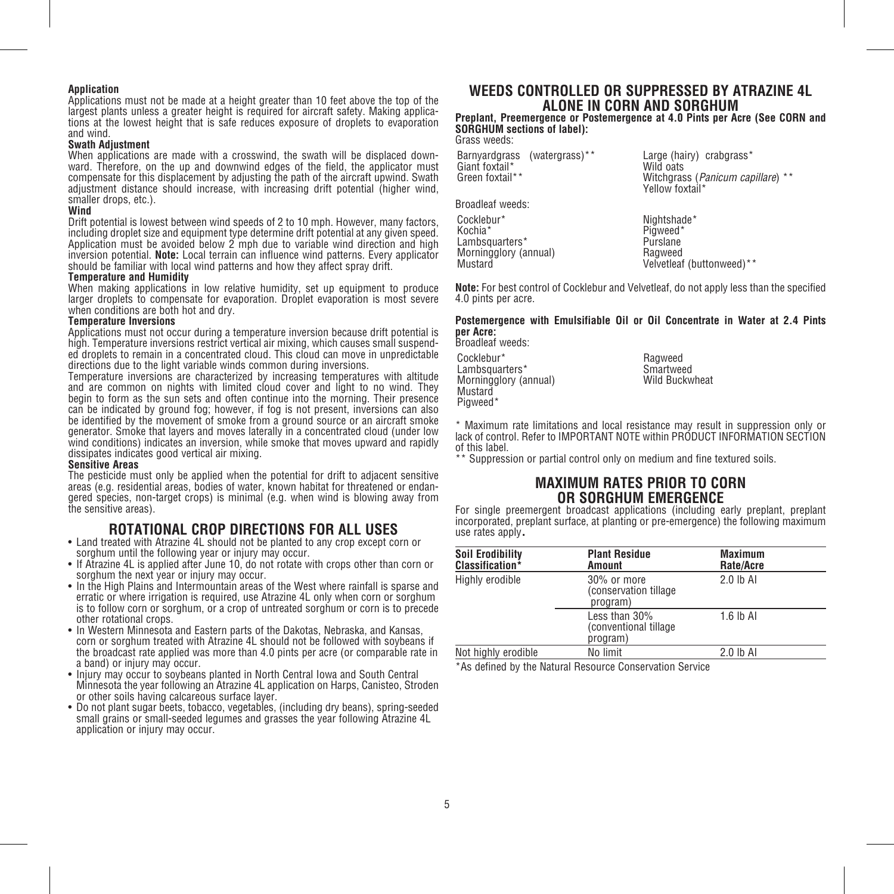**Application**

Applications must not be made at a height greater than 10 feet above the top of the largest plants unless a greater height is required for aircraft safety. Making applications at the lowest height that is safe reduces exposure of droplets to evaporation and wind.

**Swath Adjustment**

When applications are made with a crosswind, the swath will be displaced downward. Therefore, on the up and downwind edges of the field, the applicator must compensate for this displacement by adjusting the path of the aircraft upwind. Swath adjustment distance should increase, with increasing drift potential (higher wind, smaller drops, etc.).

**Wind**

Drift potential is lowest between wind speeds of 2 to 10 mph. However, many factors, including droplet size and equipment type determine drift potential at any given speed. Application must be avoided below 2 mph due to variable wind direction and high inversion potential. **Note:** Local terrain can influence wind patterns. Every applicator should be familiar with local wind patterns and how they affect spray drift.

**Temperature and Humidity**

When making applications in low relative humidity, set up equipment to produce larger droplets to compensate for evaporation. Droplet evaporation is most severe when conditions are both hot and dry.

**Temperature Inversions**

Applications must not occur during a temperature inversion because drift potential is high. Temperature inversions restrict vertical air mixing, which causes small suspended droplets to remain in a concentrated cloud. This cloud can move in unpredictable directions due to the light variable winds common during inversions.

Temperature inversions are characterized by increasing temperatures with altitude and are common on nights with limited cloud cover and light to no wind. They begin to form as the sun sets and often continue into the morning. Their presence can be indicated by ground fog; however, if fog is not present, inversions can also be identified by the movement of smoke from a ground source or an aircraft smoke generator. Smoke that layers and moves laterally in a concentrated cloud (under low wind conditions) indicates an inversion, while smoke that moves upward and rapidly dissipates indicates good vertical air mixing.

**Sensitive Areas**

The pesticide must only be applied when the potential for drift to adjacent sensitive areas (e.g. residential areas, bodies of water, known habitat for threatened or endangered species, non-target crops) is minimal (e.g. when wind is blowing away from the sensitive areas).

## ROTATIONAL CROP DIRECTIONS FOR ALL USES

- Land treated with Atrazine 4L should not be planted to any crop except corn or sorghum until the following year or injury may occur.
- If Atrazine 4L is applied after June 10, do not rotate with crops other than corn or sorghum the next year or injury may occur.
- In the High Plains and Intermountain areas of the West where rainfall is sparse and erratic or where irrigation is required, use Atrazine 4L only when corn or sorghum is to follow corn or sorghum, or a crop of untreated sorghum or corn is to precede other rotational crops.
- In Western Minnesota and Eastern parts of the Dakotas, Nebraska, and Kansas, corn or sorghum treated with Atrazine 4L should not be followed with soybeans if the broadcast rate applied was more than 4.0 pints per acre (or comparable rate in a band) or injury may occur.
- Injury may occur to soybeans planted in North Central Iowa and South Central Minnesota the year following an Atrazine 4L application on Harps, Canisteo, Stroden or other soils having calcareous surface layer.
- Do not plant sugar beets, tobacco, vegetables, (including dry beans), spring-seeded small grains or small-seeded legumes and grasses the year following Atrazine 4L application or injury may occur.

## WEEDS CONTROLLED OR SUPPRESSED BY ATRAZINE 4L ALONE IN CORN AND SORGHUM

**Preplant, Preemergence or Postemergence at 4.0 Pints per Acre (See CORN and SORGHUM sections of label):**

Grass weeds:

| | |
|---|---|
| Barnyardgrass (watergrass)** | Large (hairy) crabgrass* |
| Giant foxtail* | Wild oats |
| Green foxtail** | Witchgrass (*Panicum capillare*) ** |
| | Yellow foxtail* |

Broadleaf weeds:

| | |
|---|---|
| Cocklebur* | Nightshade* |
| Kochia* | Pigweed* |
| Lambsquarters* | Purslane |
| Morningglory (annual) | Ragweed |
| Mustard | Velvetleaf (buttonweed)** |

**Note:** For best control of Cocklebur and Velvetleaf, do not apply less than the specified 4.0 pints per acre.

**Postemergence with Emulsifiable Oil or Oil Concentrate in Water at 2.4 Pints per Acre:**

Broadleaf weeds:

| | |
|---|---|
| Cocklebur* | Ragweed |
| Lambsquarters* | Smartweed |
| Morningglory (annual) | Wild Buckwheat |
| Mustard | |
| Pigweed* | |

\* Maximum rate limitations and local resistance may result in suppression only or lack of control. Refer to IMPORTANT NOTE within PRODUCT INFORMATION SECTION of this label.

\*\* Suppression or partial control only on medium and fine textured soils.

## MAXIMUM RATES PRIOR TO CORN OR SORGHUM EMERGENCE

For single preemergent broadcast applications (including early preplant, preplant incorporated, preplant surface, at planting or pre-emergence) the following maximum use rates apply.

| Soil Erodibility Classification* | Plant Residue Amount | Maximum Rate/Acre |
|---|---|---|
| Highly erodible | 30% or more (conservation tillage program) | 2.0 lb AI |
| | Less than 30% (conventional tillage program) | 1.6 lb AI |
| Not highly erodible | No limit | 2.0 lb AI |

*As defined by the Natural Resource Conservation Service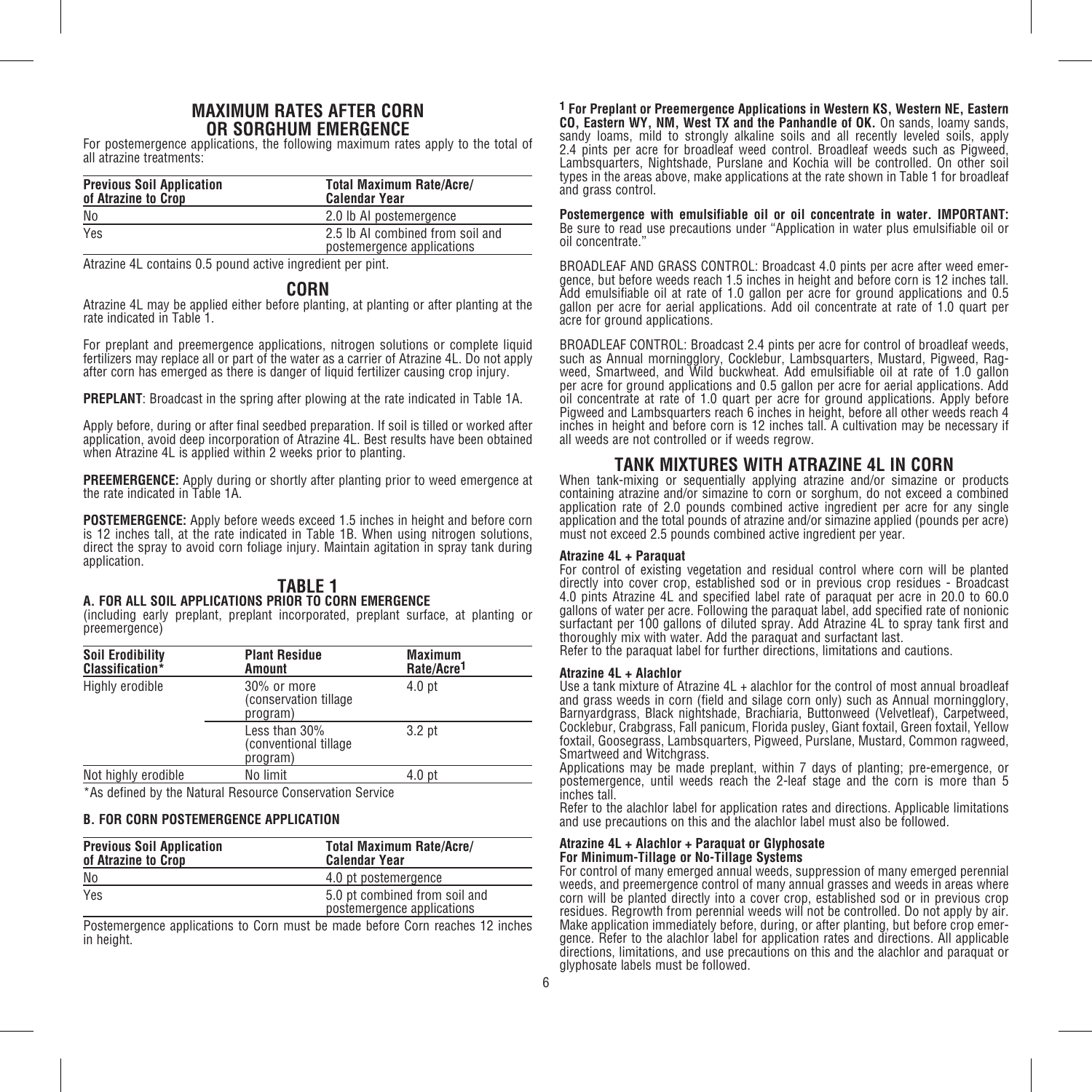## MAXIMUM RATES AFTER CORN OR SORGHUM EMERGENCE

For postemergence applications, the following maximum rates apply to the total of all atrazine treatments:

| Previous Soil Application of Atrazine to Crop | Total Maximum Rate/Acre/ Calendar Year |
|---|---|
| No | 2.0 lb AI postemergence |
| Yes | 2.5 lb AI combined from soil and postemergence applications |

Atrazine 4L contains 0.5 pound active ingredient per pint.

## CORN

Atrazine 4L may be applied either before planting, at planting or after planting at the rate indicated in Table 1.

For preplant and preemergence applications, nitrogen solutions or complete liquid fertilizers may replace all or part of the water as a carrier of Atrazine 4L. Do not apply after corn has emerged as there is danger of liquid fertilizer causing crop injury.

**PREPLANT**: Broadcast in the spring after plowing at the rate indicated in Table 1A.

Apply before, during or after final seedbed preparation. If soil is tilled or worked after application, avoid deep incorporation of Atrazine 4L. Best results have been obtained when Atrazine 4L is applied within 2 weeks prior to planting.

**PREEMERGENCE:** Apply during or shortly after planting prior to weed emergence at the rate indicated in Table 1A.

**POSTEMERGENCE:** Apply before weeds exceed 1.5 inches in height and before corn is 12 inches tall, at the rate indicated in Table 1B. When using nitrogen solutions, direct the spray to avoid corn foliage injury. Maintain agitation in spray tank during application.

## TABLE 1

### A. FOR ALL SOIL APPLICATIONS PRIOR TO CORN EMERGENCE

(including early preplant, preplant incorporated, preplant surface, at planting or preemergence)

| Soil Erodibility Classification* | Plant Residue Amount | Maximum Rate/Acre[1] |
|---|---|---|
| Highly erodible | 30% or more (conservation tillage program) | 4.0 pt |
| | Less than 30% (conventional tillage program) | 3.2 pt |
| Not highly erodible | No limit | 4.0 pt |

*As defined by the Natural Resource Conservation Service

### B. FOR CORN POSTEMERGENCE APPLICATION

| Previous Soil Application of Atrazine to Crop | Total Maximum Rate/Acre/ Calendar Year |
|---|---|
| No | 4.0 pt postemergence |
| Yes | 5.0 pt combined from soil and postemergence applications |

Postemergence applications to Corn must be made before Corn reaches 12 inches in height.

[1] **For Preplant or Preemergence Applications in Western KS, Western NE, Eastern CO, Eastern WY, NM, West TX and the Panhandle of OK.** On sands, loamy sands, sandy loams, mild to strongly alkaline soils and all recently leveled soils, apply 2.4 pints per acre for broadleaf weed control. Broadleaf weeds such as Pigweed, Lambsquarters, Nightshade, Purslane and Kochia will be controlled. On other soil types in the areas above, make applications at the rate shown in Table 1 for broadleaf and grass control.

**Postemergence with emulsifiable oil or oil concentrate in water. IMPORTANT:** Be sure to read use precautions under "Application in water plus emulsifiable oil or oil concentrate."

BROADLEAF AND GRASS CONTROL: Broadcast 4.0 pints per acre after weed emergence, but before weeds reach 1.5 inches in height and before corn is 12 inches tall. Add emulsifiable oil at rate of 1.0 gallon per acre for ground applications and 0.5 gallon per acre for aerial applications. Add oil concentrate at rate of 1.0 quart per acre for ground applications.

BROADLEAF CONTROL: Broadcast 2.4 pints per acre for control of broadleaf weeds, such as Annual morningglory, Cocklebur, Lambsquarters, Mustard, Pigweed, Ragweed, Smartweed, and Wild buckwheat. Add emulsifiable oil at rate of 1.0 gallon per acre for ground applications and 0.5 gallon per acre for aerial applications. Add oil concentrate at rate of 1.0 quart per acre for ground applications. Apply before Pigweed and Lambsquarters reach 6 inches in height, before all other weeds reach 4 inches in height and before corn is 12 inches tall. A cultivation may be necessary if all weeds are not controlled or if weeds regrow.

## TANK MIXTURES WITH ATRAZINE 4L IN CORN

When tank-mixing or sequentially applying atrazine and/or simazine or products containing atrazine and/or simazine to corn or sorghum, do not exceed a combined application rate of 2.0 pounds combined active ingredient per acre for any single application and the total pounds of atrazine and/or simazine applied (pounds per acre) must not exceed 2.5 pounds combined active ingredient per year.

**Atrazine 4L + Paraquat**

For control of existing vegetation and residual control where corn will be planted directly into cover crop, established sod or in previous crop residues - Broadcast 4.0 pints Atrazine 4L and specified label rate of paraquat per acre in 20.0 to 60.0 gallons of water per acre. Following the paraquat label, add specified rate of nonionic surfactant per 100 gallons of diluted spray. Add Atrazine 4L to spray tank first and thoroughly mix with water. Add the paraquat and surfactant last.

Refer to the paraquat label for further directions, limitations and cautions.

**Atrazine 4L + Alachlor**

Use a tank mixture of Atrazine 4L + alachlor for the control of most annual broadleaf and grass weeds in corn (field and silage corn only) such as Annual morningglory, Barnyardgrass, Black nightshade, Brachiaria, Buttonweed (Velvetleaf), Carpetweed, Cocklebur, Crabgrass, Fall panicum, Florida pusley, Giant foxtail, Green foxtail, Yellow foxtail, Goosegrass, Lambsquarters, Pigweed, Purslane, Mustard, Common ragweed, Smartweed and Witchgrass.

Applications may be made preplant, within 7 days of planting; pre-emergence, or postemergence, until weeds reach the 2-leaf stage and the corn is more than 5 inches tall.

Refer to the alachlor label for application rates and directions. Applicable limitations and use precautions on this and the alachlor label must also be followed.

**Atrazine 4L + Alachlor + Paraquat or Glyphosate For Minimum-Tillage or No-Tillage Systems**

For control of many emerged annual weeds, suppression of many emerged perennial weeds, and preemergence control of many annual grasses and weeds in areas where corn will be planted directly into a cover crop, established sod or in previous crop residues. Regrowth from perennial weeds will not be controlled. Do not apply by air. Make application immediately before, during, or after planting, but before crop emergence. Refer to the alachlor label for application rates and directions. All applicable directions, limitations, and use precautions on this and the alachlor and paraquat or glyphosate labels must be followed.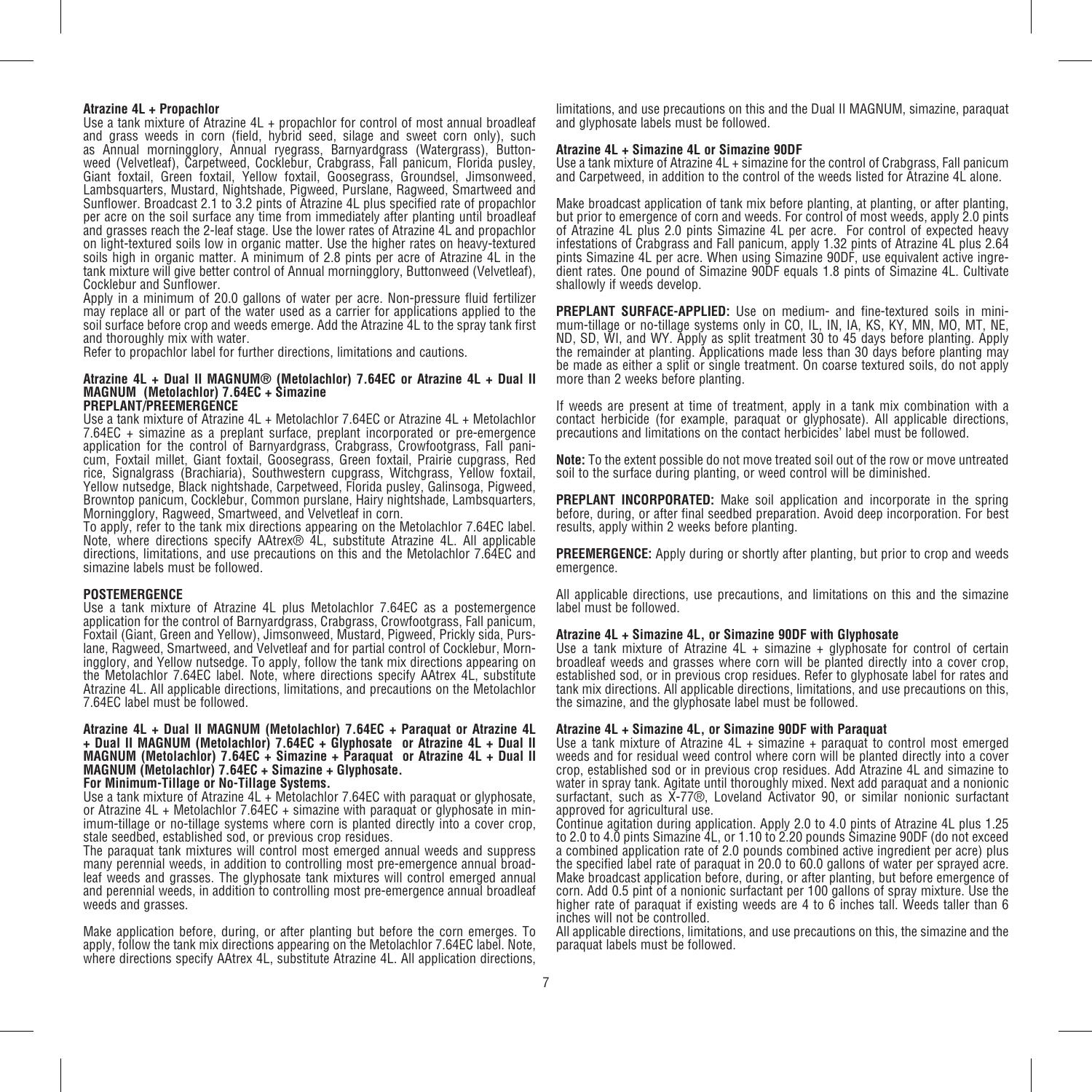**Atrazine 4L + Propachlor**

Use a tank mixture of Atrazine 4L + propachlor for control of most annual broadleaf and grass weeds in corn (field, hybrid seed, silage and sweet corn only), such as Annual morningglory, Annual ryegrass, Barnyardgrass (Watergrass), Buttonweed (Velvetleaf), Carpetweed, Cocklebur, Crabgrass, Fall panicum, Florida pusley, Giant foxtail, Green foxtail, Yellow foxtail, Goosegrass, Groundsel, Jimsonweed, Lambsquarters, Mustard, Nightshade, Pigweed, Purslane, Ragweed, Smartweed and Sunflower. Broadcast 2.1 to 3.2 pints of Atrazine 4L plus specified rate of propachlor per acre on the soil surface any time from immediately after planting until broadleaf and grasses reach the 2-leaf stage. Use the lower rates of Atrazine 4L and propachlor on light-textured soils low in organic matter. Use the higher rates on heavy-textured soils high in organic matter. A minimum of 2.8 pints per acre of Atrazine 4L in the tank mixture will give better control of Annual morningglory, Buttonweed (Velvetleaf), Cocklebur and Sunflower.

Apply in a minimum of 20.0 gallons of water per acre. Non-pressure fluid fertilizer may replace all or part of the water used as a carrier for applications applied to the soil surface before crop and weeds emerge. Add the Atrazine 4L to the spray tank first and thoroughly mix with water.

Refer to propachlor label for further directions, limitations and cautions.

**Atrazine 4L + Dual II MAGNUM® (Metolachlor) 7.64EC or Atrazine 4L + Dual II MAGNUM (Metolachlor) 7.64EC + Simazine**

**PREPLANT/PREEMERGENCE**

Use a tank mixture of Atrazine 4L + Metolachlor 7.64EC or Atrazine 4L + Metolachlor 7.64EC + simazine as a preplant surface, preplant incorporated or pre-emergence application for the control of Barnyardgrass, Crabgrass, Crowfootgrass, Fall panicum, Foxtail millet, Giant foxtail, Goosegrass, Green foxtail, Prairie cupgrass, Red rice, Signalgrass (Brachiaria), Southwestern cupgrass, Witchgrass, Yellow foxtail, Yellow nutsedge, Black nightshade, Carpetweed, Florida pusley, Galinsoga, Pigweed, Browntop panicum, Cocklebur, Common purslane, Hairy nightshade, Lambsquarters, Morningglory, Ragweed, Smartweed, and Velvetleaf in corn.

To apply, refer to the tank mix directions appearing on the Metolachlor 7.64EC label. Note, where directions specify AAtrex® 4L, substitute Atrazine 4L. All applicable directions, limitations, and use precautions on this and the Metolachlor 7.64EC and simazine labels must be followed.

**POSTEMERGENCE**

Use a tank mixture of Atrazine 4L plus Metolachlor 7.64EC as a postemergence application for the control of Barnyardgrass, Crabgrass, Crowfootgrass, Fall panicum, Foxtail (Giant, Green and Yellow), Jimsonweed, Mustard, Pigweed, Prickly sida, Purslane, Ragweed, Smartweed, and Velvetleaf and for partial control of Cocklebur, Morningglory, and Yellow nutsedge. To apply, follow the tank mix directions appearing on the Metolachlor 7.64EC label. Note, where directions specify AAtrex 4L, substitute Atrazine 4L. All applicable directions, limitations, and precautions on the Metolachlor 7.64EC label must be followed.

**Atrazine 4L + Dual II MAGNUM (Metolachlor) 7.64EC + Paraquat or Atrazine 4L + Dual II MAGNUM (Metolachlor) 7.64EC + Glyphosate or Atrazine 4L + Dual II MAGNUM (Metolachlor) 7.64EC + Simazine + Paraquat or Atrazine 4L + Dual II MAGNUM (Metolachlor) 7.64EC + Simazine + Glyphosate.**

**For Minimum-Tillage or No-Tillage Systems.**

Use a tank mixture of Atrazine 4L + Metolachlor 7.64EC with paraquat or glyphosate, or Atrazine 4L + Metolachlor 7.64EC + simazine with paraquat or glyphosate in minimum-tillage or no-tillage systems where corn is planted directly into a cover crop, stale seedbed, established sod, or previous crop residues.

The paraquat tank mixtures will control most emerged annual weeds and suppress many perennial weeds, in addition to controlling most pre-emergence annual broadleaf weeds and grasses. The glyphosate tank mixtures will control emerged annual and perennial weeds, in addition to controlling most pre-emergence annual broadleaf weeds and grasses.

Make application before, during, or after planting but before the corn emerges. To apply, follow the tank mix directions appearing on the Metolachlor 7.64EC label. Note, where directions specify AAtrex 4L, substitute Atrazine 4L. All application directions, limitations, and use precautions on this and the Dual II MAGNUM, simazine, paraquat and glyphosate labels must be followed.

**Atrazine 4L + Simazine 4L or Simazine 90DF**

Use a tank mixture of Atrazine 4L + simazine for the control of Crabgrass, Fall panicum and Carpetweed, in addition to the control of the weeds listed for Atrazine 4L alone.

Make broadcast application of tank mix before planting, at planting, or after planting, but prior to emergence of corn and weeds. For control of most weeds, apply 2.0 pints of Atrazine 4L plus 2.0 pints Simazine 4L per acre. For control of expected heavy infestations of Crabgrass and Fall panicum, apply 1.32 pints of Atrazine 4L plus 2.64 pints Simazine 4L per acre. When using Simazine 90DF, use equivalent active ingredient rates. One pound of Simazine 90DF equals 1.8 pints of Simazine 4L. Cultivate shallowly if weeds develop.

**PREPLANT SURFACE-APPLIED:** Use on medium- and fine-textured soils in minimum-tillage or no-tillage systems only in CO, IL, IN, IA, KS, KY, MN, MO, MT, NE, ND, SD, WI, and WY. Apply as split treatment 30 to 45 days before planting. Apply the remainder at planting. Applications made less than 30 days before planting may be made as either a split or single treatment. On coarse textured soils, do not apply more than 2 weeks before planting.

If weeds are present at time of treatment, apply in a tank mix combination with a contact herbicide (for example, paraquat or glyphosate). All applicable directions, precautions and limitations on the contact herbicides' label must be followed.

**Note:** To the extent possible do not move treated soil out of the row or move untreated soil to the surface during planting, or weed control will be diminished.

**PREPLANT INCORPORATED:** Make soil application and incorporate in the spring before, during, or after final seedbed preparation. Avoid deep incorporation. For best results, apply within 2 weeks before planting.

**PREEMERGENCE:** Apply during or shortly after planting, but prior to crop and weeds emergence.

All applicable directions, use precautions, and limitations on this and the simazine label must be followed.

**Atrazine 4L + Simazine 4L, or Simazine 90DF with Glyphosate**

Use a tank mixture of Atrazine 4L + simazine + glyphosate for control of certain broadleaf weeds and grasses where corn will be planted directly into a cover crop, established sod, or in previous crop residues. Refer to glyphosate label for rates and tank mix directions. All applicable directions, limitations, and use precautions on this, the simazine, and the glyphosate label must be followed.

**Atrazine 4L + Simazine 4L, or Simazine 90DF with Paraquat**

Use a tank mixture of Atrazine 4L + simazine + paraquat to control most emerged weeds and for residual weed control where corn will be planted directly into a cover crop, established sod or in previous crop residues. Add Atrazine 4L and simazine to water in spray tank. Agitate until thoroughly mixed. Next add paraquat and a nonionic surfactant, such as X-77®, Loveland Activator 90, or similar nonionic surfactant approved for agricultural use.

Continue agitation during application. Apply 2.0 to 4.0 pints of Atrazine 4L plus 1.25 to 2.0 to 4.0 pints Simazine 4L, or 1.10 to 2.20 pounds Simazine 90DF (do not exceed a combined application rate of 2.0 pounds combined active ingredient per acre) plus the specified label rate of paraquat in 20.0 to 60.0 gallons of water per sprayed acre. Make broadcast application before, during, or after planting, but before emergence of corn. Add 0.5 pint of a nonionic surfactant per 100 gallons of spray mixture. Use the higher rate of paraquat if existing weeds are 4 to 6 inches tall. Weeds taller than 6 inches will not be controlled.

All applicable directions, limitations, and use precautions on this, the simazine and the paraquat labels must be followed.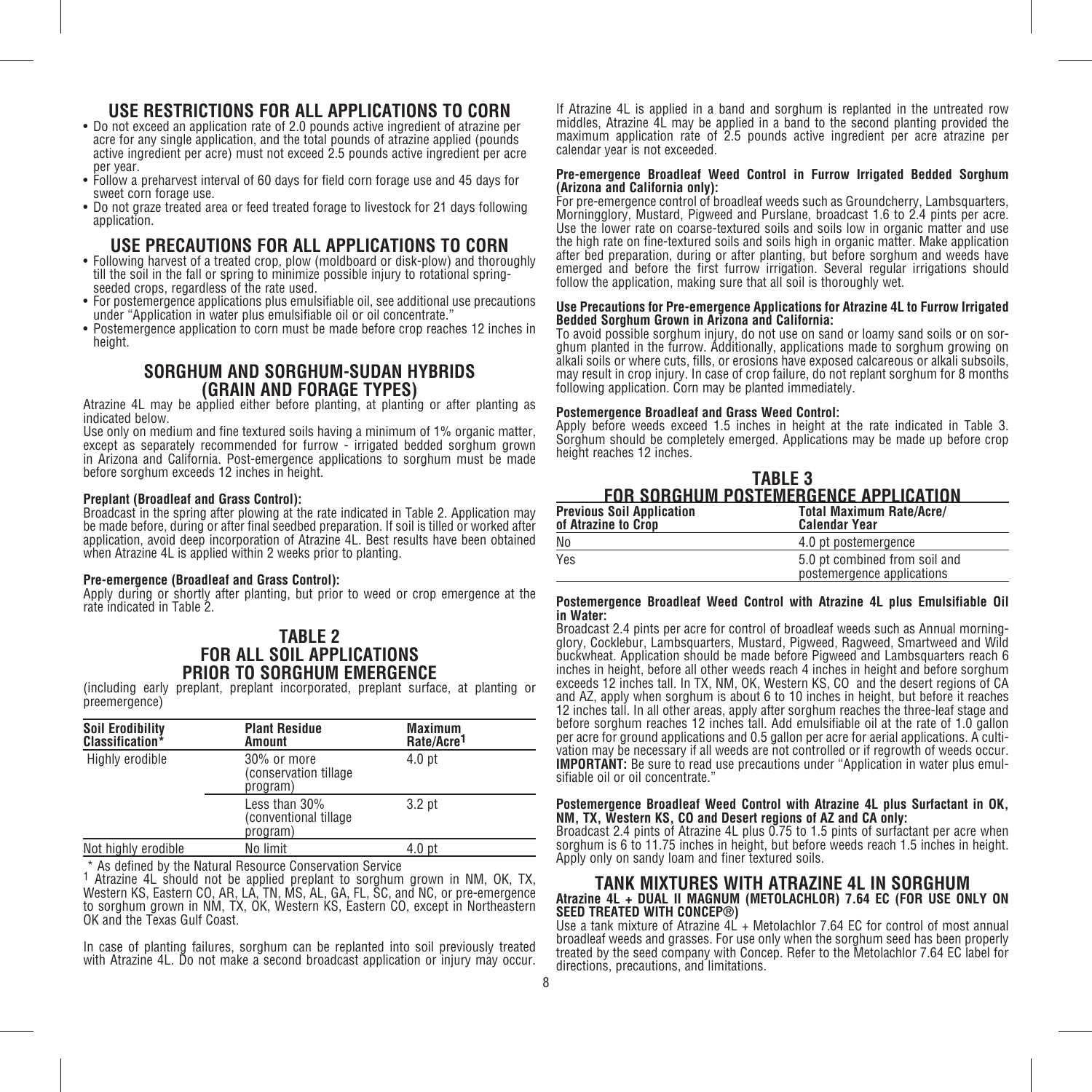## USE RESTRICTIONS FOR ALL APPLICATIONS TO CORN

- Do not exceed an application rate of 2.0 pounds active ingredient of atrazine per acre for any single application, and the total pounds of atrazine applied (pounds active ingredient per acre) must not exceed 2.5 pounds active ingredient per acre per year.
- Follow a preharvest interval of 60 days for field corn forage use and 45 days for sweet corn forage use.
- Do not graze treated area or feed treated forage to livestock for 21 days following application.

## USE PRECAUTIONS FOR ALL APPLICATIONS TO CORN

- Following harvest of a treated crop, plow (moldboard or disk-plow) and thoroughly till the soil in the fall or spring to minimize possible injury to rotational spring-seeded crops, regardless of the rate used.
- For postemergence applications plus emulsifiable oil, see additional use precautions under "Application in water plus emulsifiable oil or oil concentrate."
- Postemergence application to corn must be made before crop reaches 12 inches in height.

## SORGHUM AND SORGHUM-SUDAN HYBRIDS (GRAIN AND FORAGE TYPES)

Atrazine 4L may be applied either before planting, at planting or after planting as indicated below.

Use only on medium and fine textured soils having a minimum of 1% organic matter, except as separately recommended for furrow - irrigated bedded sorghum grown in Arizona and California. Post-emergence applications to sorghum must be made before sorghum exceeds 12 inches in height.

**Preplant (Broadleaf and Grass Control):**

Broadcast in the spring after plowing at the rate indicated in Table 2. Application may be made before, during or after final seedbed preparation. If soil is tilled or worked after application, avoid deep incorporation of Atrazine 4L. Best results have been obtained when Atrazine 4L is applied within 2 weeks prior to planting.

**Pre-emergence (Broadleaf and Grass Control):**

Apply during or shortly after planting, but prior to weed or crop emergence at the rate indicated in Table 2.

### TABLE 2
### FOR ALL SOIL APPLICATIONS PRIOR TO SORGHUM EMERGENCE

(including early preplant, preplant incorporated, preplant surface, at planting or preemergence)

| Soil Erodibility Classification* | Plant Residue Amount | Maximum Rate/Acre[1] |
|---|---|---|
| Highly erodible | 30% or more (conservation tillage program) | 4.0 pt |
| | Less than 30% (conventional tillage program) | 3.2 pt |
| Not highly erodible | No limit | 4.0 pt |

\* As defined by the Natural Resource Conservation Service

[1] Atrazine 4L should not be applied preplant to sorghum grown in NM, OK, TX, Western KS, Eastern CO, AR, LA, TN, MS, AL, GA, FL, SC, and NC, or pre-emergence to sorghum grown in NM, TX, OK, Western KS, Eastern CO, except in Northeastern OK and the Texas Gulf Coast.

In case of planting failures, sorghum can be replanted into soil previously treated with Atrazine 4L. Do not make a second broadcast application or injury may occur. If Atrazine 4L is applied in a band and sorghum is replanted in the untreated row middles, Atrazine 4L may be applied in a band to the second planting provided the maximum application rate of 2.5 pounds active ingredient per acre atrazine per calendar year is not exceeded.

**Pre-emergence Broadleaf Weed Control in Furrow Irrigated Bedded Sorghum (Arizona and California only):**

For pre-emergence control of broadleaf weeds such as Groundcherry, Lambsquarters, Morningglory, Mustard, Pigweed and Purslane, broadcast 1.6 to 2.4 pints per acre. Use the lower rate on coarse-textured soils and soils low in organic matter and use the high rate on fine-textured soils and soils high in organic matter. Make application after bed preparation, during or after planting, but before sorghum and weeds have emerged and before the first furrow irrigation. Several regular irrigations should follow the application, making sure that all soil is thoroughly wet.

**Use Precautions for Pre-emergence Applications for Atrazine 4L to Furrow Irrigated Bedded Sorghum Grown in Arizona and California:**

To avoid possible sorghum injury, do not use on sand or loamy sand soils or on sorghum planted in the furrow. Additionally, applications made to sorghum growing on alkali soils or where cuts, fills, or erosions have exposed calcareous or alkali subsoils, may result in crop injury. In case of crop failure, do not replant sorghum for 8 months following application. Corn may be planted immediately.

**Postemergence Broadleaf and Grass Weed Control:**

Apply before weeds exceed 1.5 inches in height at the rate indicated in Table 3. Sorghum should be completely emerged. Applications may be made up before crop height reaches 12 inches.

### TABLE 3
### FOR SORGHUM POSTEMERGENCE APPLICATION

| Previous Soil Application of Atrazine to Crop | Total Maximum Rate/Acre/ Calendar Year |
|---|---|
| No | 4.0 pt postemergence |
| Yes | 5.0 pt combined from soil and postemergence applications |

**Postemergence Broadleaf Weed Control with Atrazine 4L plus Emulsifiable Oil in Water:**

Broadcast 2.4 pints per acre for control of broadleaf weeds such as Annual morningglory, Cocklebur, Lambsquarters, Mustard, Pigweed, Ragweed, Smartweed and Wild buckwheat. Application should be made before Pigweed and Lambsquarters reach 6 inches in height, before all other weeds reach 4 inches in height and before sorghum exceeds 12 inches tall. In TX, NM, OK, Western KS, CO and the desert regions of CA and AZ, apply when sorghum is about 6 to 10 inches in height, but before it reaches 12 inches tall. In all other areas, apply after sorghum reaches the three-leaf stage and before sorghum reaches 12 inches tall. Add emulsifiable oil at the rate of 1.0 gallon per acre for ground applications and 0.5 gallon per acre for aerial applications. A cultivation may be necessary if all weeds are not controlled or if regrowth of weeds occur. **IMPORTANT:** Be sure to read use precautions under "Application in water plus emulsifiable oil or oil concentrate."

**Postemergence Broadleaf Weed Control with Atrazine 4L plus Surfactant in OK, NM, TX, Western KS, CO and Desert regions of AZ and CA only:**

Broadcast 2.4 pints of Atrazine 4L plus 0.75 to 1.5 pints of surfactant per acre when sorghum is 6 to 11.75 inches in height, but before weeds reach 1.5 inches in height. Apply only on sandy loam and finer textured soils.

## TANK MIXTURES WITH ATRAZINE 4L IN SORGHUM

**Atrazine 4L + DUAL II MAGNUM (METOLACHLOR) 7.64 EC (FOR USE ONLY ON SEED TREATED WITH CONCEP®)**

Use a tank mixture of Atrazine 4L + Metolachlor 7.64 EC for control of most annual broadleaf weeds and grasses. For use only when the sorghum seed has been properly treated by the seed company with Concep. Refer to the Metolachlor 7.64 EC label for directions, precautions, and limitations.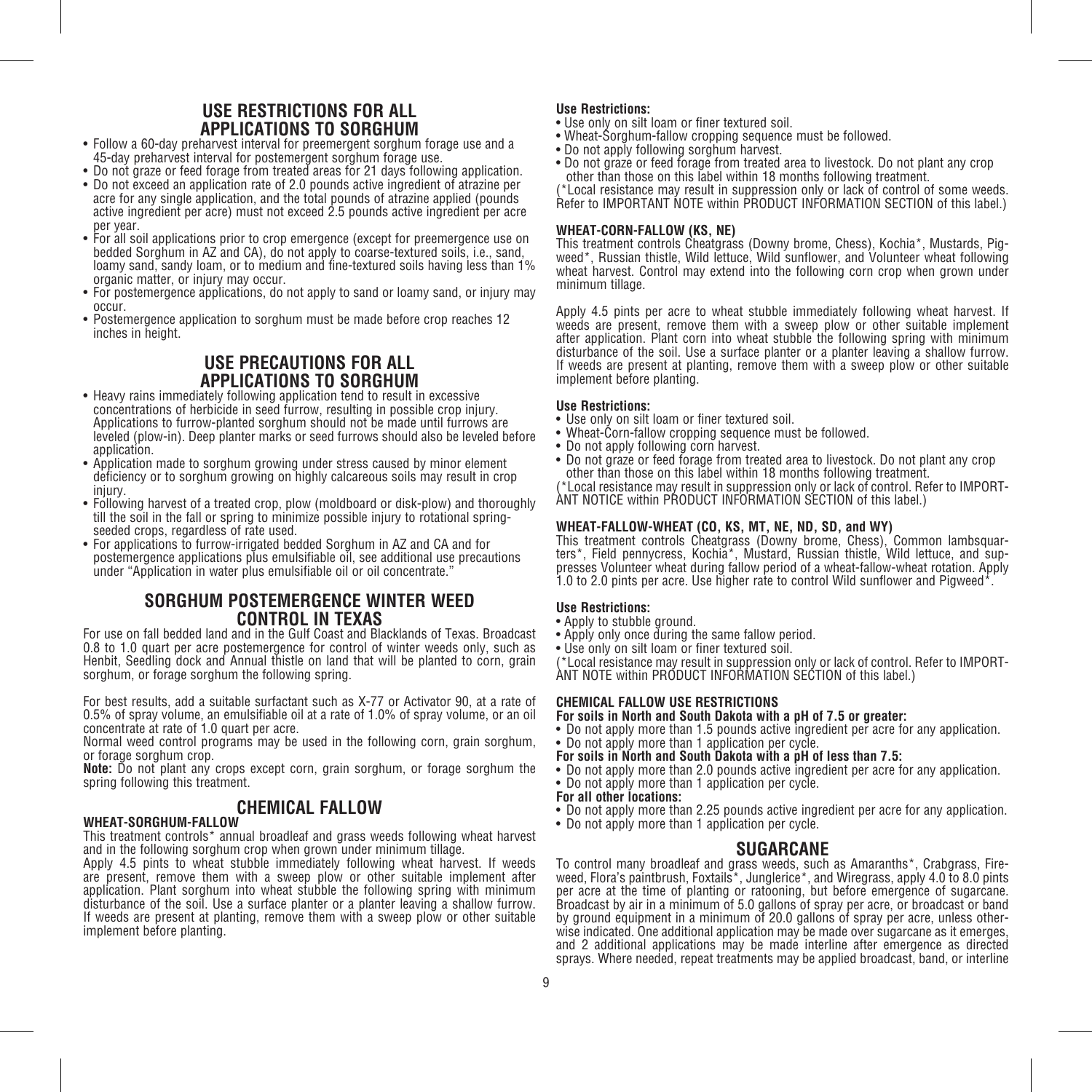## USE RESTRICTIONS FOR ALL APPLICATIONS TO SORGHUM

- Follow a 60-day preharvest interval for preemergent sorghum forage use and a 45-day preharvest interval for postemergent sorghum forage use.
- Do not graze or feed forage from treated areas for 21 days following application.
- Do not exceed an application rate of 2.0 pounds active ingredient of atrazine per acre for any single application, and the total pounds of atrazine applied (pounds active ingredient per acre) must not exceed 2.5 pounds active ingredient per acre per year.
- For all soil applications prior to crop emergence (except for preemergence use on bedded Sorghum in AZ and CA), do not apply to coarse-textured soils, i.e., sand, loamy sand, sandy loam, or to medium and fine-textured soils having less than 1% organic matter, or injury may occur.
- For postemergence applications, do not apply to sand or loamy sand, or injury may occur.
- Postemergence application to sorghum must be made before crop reaches 12 inches in height.

## USE PRECAUTIONS FOR ALL APPLICATIONS TO SORGHUM

- Heavy rains immediately following application tend to result in excessive concentrations of herbicide in seed furrow, resulting in possible crop injury. Applications to furrow-planted sorghum should not be made until furrows are leveled (plow-in). Deep planter marks or seed furrows should also be leveled before application.
- Application made to sorghum growing under stress caused by minor element deficiency or to sorghum growing on highly calcareous soils may result in crop injury.
- Following harvest of a treated crop, plow (moldboard or disk-plow) and thoroughly till the soil in the fall or spring to minimize possible injury to rotational spring-seeded crops, regardless of rate used.
- For applications to furrow-irrigated bedded Sorghum in AZ and CA and for postemergence applications plus emulsifiable oil, see additional use precautions under "Application in water plus emulsifiable oil or oil concentrate."

## SORGHUM POSTEMERGENCE WINTER WEED CONTROL IN TEXAS

For use on fall bedded land and in the Gulf Coast and Blacklands of Texas. Broadcast 0.8 to 1.0 quart per acre postemergence for control of winter weeds only, such as Henbit, Seedling dock and Annual thistle on land that will be planted to corn, grain sorghum, or forage sorghum the following spring.

For best results, add a suitable surfactant such as X-77 or Activator 90, at a rate of 0.5% of spray volume, an emulsifiable oil at a rate of 1.0% of spray volume, or an oil concentrate at rate of 1.0 quart per acre.

Normal weed control programs may be used in the following corn, grain sorghum, or forage sorghum crop.

**Note:** Do not plant any crops except corn, grain sorghum, or forage sorghum the spring following this treatment.

## CHEMICAL FALLOW

### WHEAT-SORGHUM-FALLOW

This treatment controls* annual broadleaf and grass weeds following wheat harvest and in the following sorghum crop when grown under minimum tillage.

Apply 4.5 pints to wheat stubble immediately following wheat harvest. If weeds are present, remove them with a sweep plow or other suitable implement after application. Plant sorghum into wheat stubble the following spring with minimum disturbance of the soil. Use a surface planter or a planter leaving a shallow furrow. If weeds are present at planting, remove them with a sweep plow or other suitable implement before planting.

**Use Restrictions:**

- Use only on silt loam or finer textured soil.
- Wheat-Sorghum-fallow cropping sequence must be followed.
- Do not apply following sorghum harvest.
- Do not graze or feed forage from treated area to livestock. Do not plant any crop other than those on this label within 18 months following treatment.

(*Local resistance may result in suppression only or lack of control of some weeds. Refer to IMPORTANT NOTE within PRODUCT INFORMATION SECTION of this label.)

### WHEAT-CORN-FALLOW (KS, NE)

This treatment controls Cheatgrass (Downy brome, Chess), Kochia*, Mustards, Pigweed*, Russian thistle, Wild lettuce, Wild sunflower, and Volunteer wheat following wheat harvest. Control may extend into the following corn crop when grown under minimum tillage.

Apply 4.5 pints per acre to wheat stubble immediately following wheat harvest. If weeds are present, remove them with a sweep plow or other suitable implement after application. Plant corn into wheat stubble the following spring with minimum disturbance of the soil. Use a surface planter or a planter leaving a shallow furrow. If weeds are present at planting, remove them with a sweep plow or other suitable implement before planting.

**Use Restrictions:**

- Use only on silt loam or finer textured soil.
- Wheat-Corn-fallow cropping sequence must be followed.
- Do not apply following corn harvest.
- Do not graze or feed forage from treated area to livestock. Do not plant any crop other than those on this label within 18 months following treatment.

(*Local resistance may result in suppression only or lack of control. Refer to IMPORTANT NOTICE within PRODUCT INFORMATION SECTION of this label.)

### WHEAT-FALLOW-WHEAT (CO, KS, MT, NE, ND, SD, and WY)

This treatment controls Cheatgrass (Downy brome, Chess), Common lambsquarters*, Field pennycress, Kochia*, Mustard, Russian thistle, Wild lettuce, and suppresses Volunteer wheat during fallow period of a wheat-fallow-wheat rotation. Apply 1.0 to 2.0 pints per acre. Use higher rate to control Wild sunflower and Pigweed*.

**Use Restrictions:**

- Apply to stubble ground.
- Apply only once during the same fallow period.
- Use only on silt loam or finer textured soil.

(*Local resistance may result in suppression only or lack of control. Refer to IMPORTANT NOTE within PRODUCT INFORMATION SECTION of this label.)

### CHEMICAL FALLOW USE RESTRICTIONS

**For soils in North and South Dakota with a pH of 7.5 or greater:**

- Do not apply more than 1.5 pounds active ingredient per acre for any application.
- Do not apply more than 1 application per cycle.

**For soils in North and South Dakota with a pH of less than 7.5:**

- Do not apply more than 2.0 pounds active ingredient per acre for any application.
- Do not apply more than 1 application per cycle.

**For all other locations:**

- Do not apply more than 2.25 pounds active ingredient per acre for any application.
- Do not apply more than 1 application per cycle.

## SUGARCANE

To control many broadleaf and grass weeds, such as Amaranths*, Crabgrass, Fireweed, Flora's paintbrush, Foxtails*, Junglerice*, and Wiregrass, apply 4.0 to 8.0 pints per acre at the time of planting or ratooning, but before emergence of sugarcane. Broadcast by air in a minimum of 5.0 gallons of spray per acre, or broadcast or band by ground equipment in a minimum of 20.0 gallons of spray per acre, unless otherwise indicated. One additional application may be made over sugarcane as it emerges, and 2 additional applications may be made interline after emergence as directed sprays. Where needed, repeat treatments may be applied broadcast, band, or interline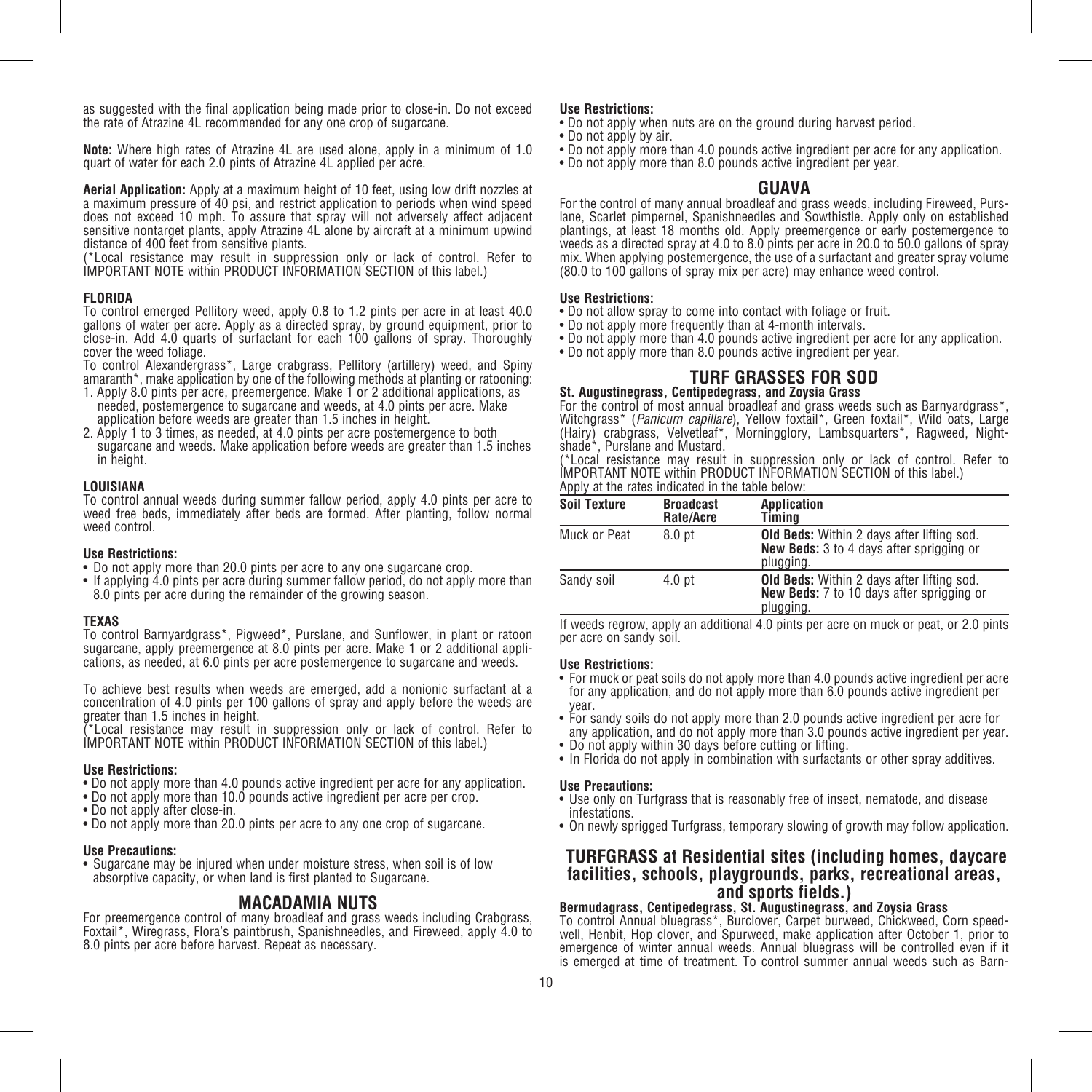as suggested with the final application being made prior to close-in. Do not exceed the rate of Atrazine 4L recommended for any one crop of sugarcane.

**Note:** Where high rates of Atrazine 4L are used alone, apply in a minimum of 1.0 quart of water for each 2.0 pints of Atrazine 4L applied per acre.

**Aerial Application:** Apply at a maximum height of 10 feet, using low drift nozzles at a maximum pressure of 40 psi, and restrict application to periods when wind speed does not exceed 10 mph. To assure that spray will not adversely affect adjacent sensitive nontarget plants, apply Atrazine 4L alone by aircraft at a minimum upwind distance of 400 feet from sensitive plants.

(*Local resistance may result in suppression only or lack of control. Refer to IMPORTANT NOTE within PRODUCT INFORMATION SECTION of this label.)

#### FLORIDA

To control emerged Pellitory weed, apply 0.8 to 1.2 pints per acre in at least 40.0 gallons of water per acre. Apply as a directed spray, by ground equipment, prior to close-in. Add 4.0 quarts of surfactant for each 100 gallons of spray. Thoroughly cover the weed foliage.

To control Alexandergrass*, Large crabgrass, Pellitory (artillery) weed, and Spiny amaranth*, make application by one of the following methods at planting or ratooning:

1. Apply 8.0 pints per acre, preemergence. Make 1 or 2 additional applications, as needed, postemergence to sugarcane and weeds, at 4.0 pints per acre. Make application before weeds are greater than 1.5 inches in height.
2. Apply 1 to 3 times, as needed, at 4.0 pints per acre postemergence to both sugarcane and weeds. Make application before weeds are greater than 1.5 inches in height.

#### LOUISIANA

To control annual weeds during summer fallow period, apply 4.0 pints per acre to weed free beds, immediately after beds are formed. After planting, follow normal weed control.

**Use Restrictions:**

- Do not apply more than 20.0 pints per acre to any one sugarcane crop.
- If applying 4.0 pints per acre during summer fallow period, do not apply more than 8.0 pints per acre during the remainder of the growing season.

#### TEXAS

To control Barnyardgrass*, Pigweed*, Purslane, and Sunflower, in plant or ratoon sugarcane, apply preemergence at 8.0 pints per acre. Make 1 or 2 additional applications, as needed, at 6.0 pints per acre postemergence to sugarcane and weeds.

To achieve best results when weeds are emerged, add a nonionic surfactant at a concentration of 4.0 pints per 100 gallons of spray and apply before the weeds are greater than 1.5 inches in height.

(*Local resistance may result in suppression only or lack of control. Refer to IMPORTANT NOTE within PRODUCT INFORMATION SECTION of this label.)

**Use Restrictions:**

- Do not apply more than 4.0 pounds active ingredient per acre for any application.
- Do not apply more than 10.0 pounds active ingredient per acre per crop.
- Do not apply after close-in.
- Do not apply more than 20.0 pints per acre to any one crop of sugarcane.

**Use Precautions:**

- Sugarcane may be injured when under moisture stress, when soil is of low absorptive capacity, or when land is first planted to Sugarcane.

## MACADAMIA NUTS

For preemergence control of many broadleaf and grass weeds including Crabgrass, Foxtail*, Wiregrass, Flora's paintbrush, Spanishneedles, and Fireweed, apply 4.0 to 8.0 pints per acre before harvest. Repeat as necessary.

**Use Restrictions:**

- Do not apply when nuts are on the ground during harvest period.
- Do not apply by air.
- Do not apply more than 4.0 pounds active ingredient per acre for any application.
- Do not apply more than 8.0 pounds active ingredient per year.

## GUAVA

For the control of many annual broadleaf and grass weeds, including Fireweed, Purslane, Scarlet pimpernel, Spanishneedles and Sowthistle. Apply only on established plantings, at least 18 months old. Apply preemergence or early postemergence to weeds as a directed spray at 4.0 to 8.0 pints per acre in 20.0 to 50.0 gallons of spray mix. When applying postemergence, the use of a surfactant and greater spray volume (80.0 to 100 gallons of spray mix per acre) may enhance weed control.

**Use Restrictions:**

- Do not allow spray to come into contact with foliage or fruit.
- Do not apply more frequently than at 4-month intervals.
- Do not apply more than 4.0 pounds active ingredient per acre for any application.
- Do not apply more than 8.0 pounds active ingredient per year.

## TURF GRASSES FOR SOD

#### St. Augustinegrass, Centipedegrass, and Zoysia Grass

For the control of most annual broadleaf and grass weeds such as Barnyardgrass*, Witchgrass* (*Panicum capillare*), Yellow foxtail*, Green foxtail*, Wild oats, Large (Hairy) crabgrass, Velvetleaf*, Morningglory, Lambsquarters*, Ragweed, Nightshade*, Purslane and Mustard.

(*Local resistance may result in suppression only or lack of control. Refer to IMPORTANT NOTE within PRODUCT INFORMATION SECTION of this label.)

Apply at the rates indicated in the table below:

| Soil Texture | Broadcast Rate/Acre | Application Timing |
|---|---|---|
| Muck or Peat | 8.0 pt | **Old Beds:** Within 2 days after lifting sod. **New Beds:** 3 to 4 days after sprigging or plugging. |
| Sandy soil | 4.0 pt | **Old Beds:** Within 2 days after lifting sod. **New Beds:** 7 to 10 days after sprigging or plugging. |

If weeds regrow, apply an additional 4.0 pints per acre on muck or peat, or 2.0 pints per acre on sandy soil.

**Use Restrictions:**

- For muck or peat soils do not apply more than 4.0 pounds active ingredient per acre for any application, and do not apply more than 6.0 pounds active ingredient per year.
- For sandy soils do not apply more than 2.0 pounds active ingredient per acre for any application, and do not apply more than 3.0 pounds active ingredient per year.
- Do not apply within 30 days before cutting or lifting.
- In Florida do not apply in combination with surfactants or other spray additives.

**Use Precautions:**

- Use only on Turfgrass that is reasonably free of insect, nematode, and disease infestations.
- On newly sprigged Turfgrass, temporary slowing of growth may follow application.

## TURFGRASS at Residential sites (including homes, daycare facilities, schools, playgrounds, parks, recreational areas, and sports fields.)

#### Bermudagrass, Centipedegrass, St. Augustinegrass, and Zoysia Grass

To control Annual bluegrass*, Burclover, Carpet burweed, Chickweed, Corn speedwell, Henbit, Hop clover, and Spurweed, make application after October 1, prior to emergence of winter annual weeds. Annual bluegrass will be controlled even if it is emerged at time of treatment. To control summer annual weeds such as Barn-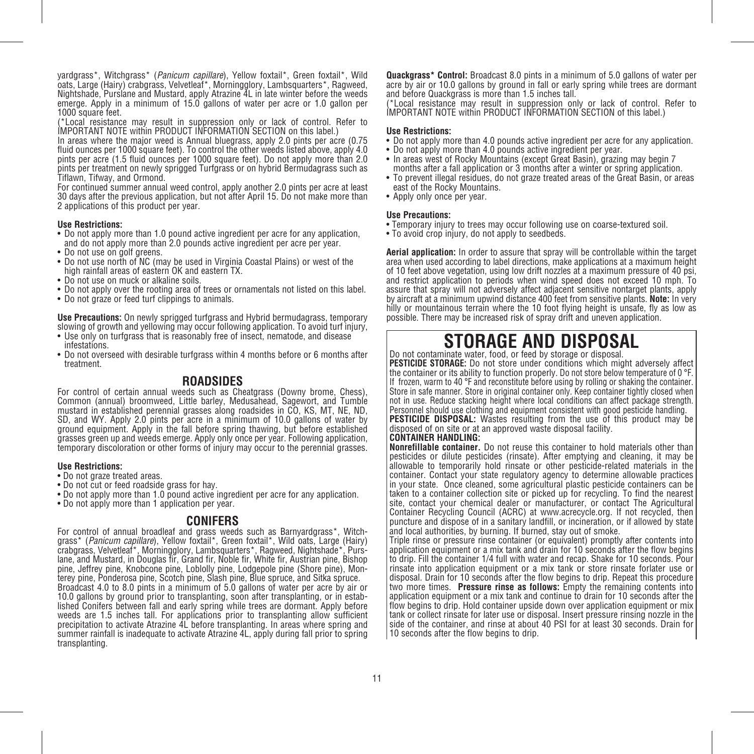yardgrass*, Witchgrass* (*Panicum capillare*), Yellow foxtail*, Green foxtail*, Wild oats, Large (Hairy) crabgrass, Velvetleaf*, Morningglory, Lambsquarters*, Ragweed, Nightshade, Purslane and Mustard, apply Atrazine 4L in late winter before the weeds emerge. Apply in a minimum of 15.0 gallons of water per acre or 1.0 gallon per 1000 square feet.

(*Local resistance may result in suppression only or lack of control. Refer to IMPORTANT NOTE within PRODUCT INFORMATION SECTION on this label.)

In areas where the major weed is Annual bluegrass, apply 2.0 pints per acre (0.75 fluid ounces per 1000 square feet). To control the other weeds listed above, apply 4.0 pints per acre (1.5 fluid ounces per 1000 square feet). Do not apply more than 2.0 pints per treatment on newly sprigged Turfgrass or on hybrid Bermudagrass such as Tiflawn, Tifway, and Ormond.

For continued summer annual weed control, apply another 2.0 pints per acre at least 30 days after the previous application, but not after April 15. Do not make more than 2 applications of this product per year.

**Use Restrictions:**

- Do not apply more than 1.0 pound active ingredient per acre for any application, and do not apply more than 2.0 pounds active ingredient per acre per year.
- Do not use on golf greens.
- Do not use north of NC (may be used in Virginia Coastal Plains) or west of the high rainfall areas of eastern OK and eastern TX.
- Do not use on muck or alkaline soils.
- Do not apply over the rooting area of trees or ornamentals not listed on this label.
- Do not graze or feed turf clippings to animals.

**Use Precautions:** On newly sprigged turfgrass and Hybrid bermudagrass, temporary slowing of growth and yellowing may occur following application. To avoid turf injury,

- Use only on turfgrass that is reasonably free of insect, nematode, and disease infestations.
- Do not overseed with desirable turfgrass within 4 months before or 6 months after treatment.

## ROADSIDES

For control of certain annual weeds such as Cheatgrass (Downy brome, Chess), Common (annual) broomweed, Little barley, Medusahead, Sagewort, and Tumble mustard in established perennial grasses along roadsides in CO, KS, MT, NE, ND, SD, and WY. Apply 2.0 pints per acre in a minimum of 10.0 gallons of water by ground equipment. Apply in the fall before spring thawing, but before established grasses green up and weeds emerge. Apply only once per year. Following application, temporary discoloration or other forms of injury may occur to the perennial grasses.

**Use Restrictions:**

- Do not graze treated areas.
- Do not cut or feed roadside grass for hay.
- Do not apply more than 1.0 pound active ingredient per acre for any application.
- Do not apply more than 1 application per year.

## CONIFERS

For control of annual broadleaf and grass weeds such as Barnyardgrass*, Witchgrass* (*Panicum capillare*), Yellow foxtail*, Green foxtail*, Wild oats, Large (Hairy) crabgrass, Velvetleaf*, Morningglory, Lambsquarters*, Ragweed, Nightshade*, Purslane, and Mustard, in Douglas fir, Grand fir, Noble fir, White fir, Austrian pine, Bishop pine, Jeffrey pine, Knobcone pine, Loblolly pine, Lodgepole pine (Shore pine), Monterey pine, Ponderosa pine, Scotch pine, Slash pine, Blue spruce, and Sitka spruce.

Broadcast 4.0 to 8.0 pints in a minimum of 5.0 gallons of water per acre by air or 10.0 gallons by ground prior to transplanting, soon after transplanting, or in established Conifers between fall and early spring while trees are dormant. Apply before weeds are 1.5 inches tall. For applications prior to transplanting allow sufficient precipitation to activate Atrazine 4L before transplanting. In areas where spring and summer rainfall is inadequate to activate Atrazine 4L, apply during fall prior to spring transplanting.

**Quackgrass* Control:** Broadcast 8.0 pints in a minimum of 5.0 gallons of water per acre by air or 10.0 gallons by ground in fall or early spring while trees are dormant and before Quackgrass is more than 1.5 inches tall.

(*Local resistance may result in suppression only or lack of control. Refer to IMPORTANT NOTE within PRODUCT INFORMATION SECTION of this label.)

**Use Restrictions:**

- Do not apply more than 4.0 pounds active ingredient per acre for any application.
- Do not apply more than 4.0 pounds active ingredient per year.
- In areas west of Rocky Mountains (except Great Basin), grazing may begin 7 months after a fall application or 3 months after a winter or spring application.
- To prevent illegal residues, do not graze treated areas of the Great Basin, or areas east of the Rocky Mountains.
- Apply only once per year.

**Use Precautions:**

- Temporary injury to trees may occur following use on coarse-textured soil.
- To avoid crop injury, do not apply to seedbeds.

**Aerial application:** In order to assure that spray will be controllable within the target area when used according to label directions, make applications at a maximum height of 10 feet above vegetation, using low drift nozzles at a maximum pressure of 40 psi, and restrict application to periods when wind speed does not exceed 10 mph. To assure that spray will not adversely affect adjacent sensitive nontarget plants, apply by aircraft at a minimum upwind distance 400 feet from sensitive plants. **Note:** In very hilly or mountainous terrain where the 10 foot flying height is unsafe, fly as low as possible. There may be increased risk of spray drift and uneven application.

# STORAGE AND DISPOSAL

Do not contaminate water, food, or feed by storage or disposal.

**PESTICIDE STORAGE:** Do not store under conditions which might adversely affect the container or its ability to function properly. Do not store below temperature of 0 °F. If frozen, warm to 40 °F and reconstitute before using by rolling or shaking the container. Store in safe manner. Store in original container only. Keep container tightly closed when not in use. Reduce stacking height where local conditions can affect package strength. Personnel should use clothing and equipment consistent with good pesticide handling.

**PESTICIDE DISPOSAL:** Wastes resulting from the use of this product may be disposed of on site or at an approved waste disposal facility.

**CONTAINER HANDLING:**

**Nonrefillable container.** Do not reuse this container to hold materials other than pesticides or dilute pesticides (rinsate). After emptying and cleaning, it may be allowable to temporarily hold rinsate or other pesticide-related materials in the container. Contact your state regulatory agency to determine allowable practices in your state. Once cleaned, some agricultural plastic pesticide containers can be taken to a container collection site or picked up for recycling. To find the nearest site, contact your chemical dealer or manufacturer, or contact The Agricultural Container Recycling Council (ACRC) at www.acrecycle.org. If not recycled, then puncture and dispose of in a sanitary landfill, or incineration, or if allowed by state and local authorities, by burning. If burned, stay out of smoke.

Triple rinse or pressure rinse container (or equivalent) promptly after contents into application equipment or a mix tank and drain for 10 seconds after the flow begins to drip. Fill the container 1/4 full with water and recap. Shake for 10 seconds. Pour rinsate into application equipment or a mix tank or store rinsate forlater use or disposal. Drain for 10 seconds after the flow begins to drip. Repeat this procedure two more times. **Pressure rinse as follows:** Empty the remaining contents into application equipment or a mix tank and continue to drain for 10 seconds after the flow begins to drip. Hold container upside down over application equipment or mix tank or collect rinsate for later use or disposal. Insert pressure rinsing nozzle in the side of the container, and rinse at about 40 PSI for at least 30 seconds. Drain for 10 seconds after the flow begins to drip.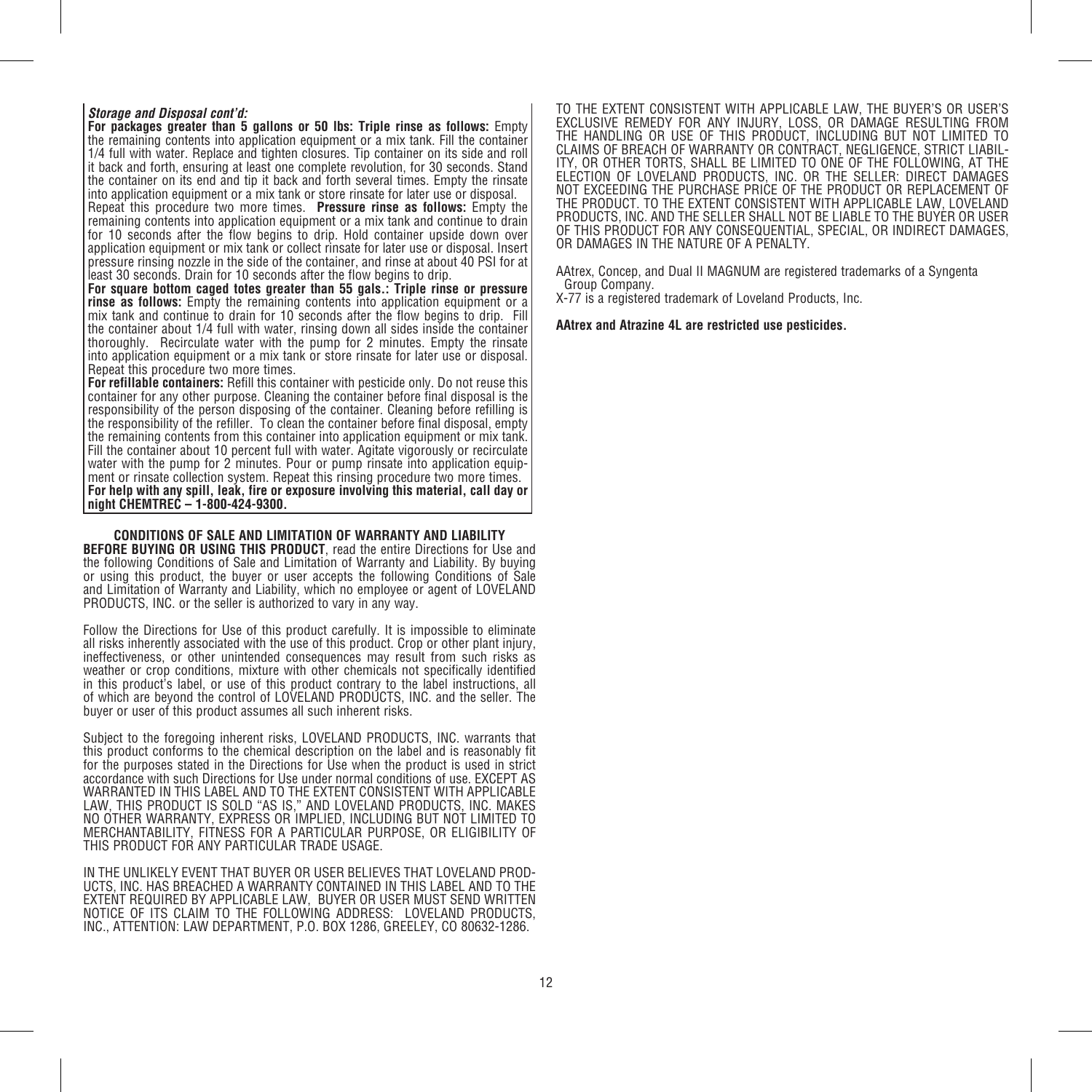***Storage and Disposal cont'd:***

**For packages greater than 5 gallons or 50 lbs: Triple rinse as follows:** Empty the remaining contents into application equipment or a mix tank. Fill the container 1/4 full with water. Replace and tighten closures. Tip container on its side and roll it back and forth, ensuring at least one complete revolution, for 30 seconds. Stand the container on its end and tip it back and forth several times. Empty the rinsate into application equipment or a mix tank or store rinsate for later use or disposal. Repeat this procedure two more times. **Pressure rinse as follows:** Empty the remaining contents into application equipment or a mix tank and continue to drain for 10 seconds after the flow begins to drip. Hold container upside down over application equipment or mix tank or collect rinsate for later use or disposal. Insert pressure rinsing nozzle in the side of the container, and rinse at about 40 PSI for at least 30 seconds. Drain for 10 seconds after the flow begins to drip.

**For square bottom caged totes greater than 55 gals.: Triple rinse or pressure rinse as follows:** Empty the remaining contents into application equipment or a mix tank and continue to drain for 10 seconds after the flow begins to drip. Fill the container about 1/4 full with water, rinsing down all sides inside the container thoroughly. Recirculate water with the pump for 2 minutes. Empty the rinsate into application equipment or a mix tank or store rinsate for later use or disposal. Repeat this procedure two more times.

**For refillable containers:** Refill this container with pesticide only. Do not reuse this container for any other purpose. Cleaning the container before final disposal is the responsibility of the person disposing of the container. Cleaning before refilling is the responsibility of the refiller. To clean the container before final disposal, empty the remaining contents from this container into application equipment or mix tank. Fill the container about 10 percent full with water. Agitate vigorously or recirculate water with the pump for 2 minutes. Pour or pump rinsate into application equipment or rinsate collection system. Repeat this rinsing procedure two more times.

**For help with any spill, leak, fire or exposure involving this material, call day or night CHEMTREC – 1-800-424-9300.**

## CONDITIONS OF SALE AND LIMITATION OF WARRANTY AND LIABILITY

**BEFORE BUYING OR USING THIS PRODUCT**, read the entire Directions for Use and the following Conditions of Sale and Limitation of Warranty and Liability. By buying or using this product, the buyer or user accepts the following Conditions of Sale and Limitation of Warranty and Liability, which no employee or agent of LOVELAND PRODUCTS, INC. or the seller is authorized to vary in any way.

Follow the Directions for Use of this product carefully. It is impossible to eliminate all risks inherently associated with the use of this product. Crop or other plant injury, ineffectiveness, or other unintended consequences may result from such risks as weather or crop conditions, mixture with other chemicals not specifically identified in this product's label, or use of this product contrary to the label instructions, all of which are beyond the control of LOVELAND PRODUCTS, INC. and the seller. The buyer or user of this product assumes all such inherent risks.

Subject to the foregoing inherent risks, LOVELAND PRODUCTS, INC. warrants that this product conforms to the chemical description on the label and is reasonably fit for the purposes stated in the Directions for Use when the product is used in strict accordance with such Directions for Use under normal conditions of use. EXCEPT AS WARRANTED IN THIS LABEL AND TO THE EXTENT CONSISTENT WITH APPLICABLE LAW, THIS PRODUCT IS SOLD "AS IS," AND LOVELAND PRODUCTS, INC. MAKES NO OTHER WARRANTY, EXPRESS OR IMPLIED, INCLUDING BUT NOT LIMITED TO MERCHANTABILITY, FITNESS FOR A PARTICULAR PURPOSE, OR ELIGIBILITY OF THIS PRODUCT FOR ANY PARTICULAR TRADE USAGE.

IN THE UNLIKELY EVENT THAT BUYER OR USER BELIEVES THAT LOVELAND PRODUCTS, INC. HAS BREACHED A WARRANTY CONTAINED IN THIS LABEL AND TO THE EXTENT REQUIRED BY APPLICABLE LAW, BUYER OR USER MUST SEND WRITTEN NOTICE OF ITS CLAIM TO THE FOLLOWING ADDRESS: LOVELAND PRODUCTS, INC., ATTENTION: LAW DEPARTMENT, P.O. BOX 1286, GREELEY, CO 80632-1286.

TO THE EXTENT CONSISTENT WITH APPLICABLE LAW, THE BUYER'S OR USER'S EXCLUSIVE REMEDY FOR ANY INJURY, LOSS, OR DAMAGE RESULTING FROM THE HANDLING OR USE OF THIS PRODUCT, INCLUDING BUT NOT LIMITED TO CLAIMS OF BREACH OF WARRANTY OR CONTRACT, NEGLIGENCE, STRICT LIABILITY, OR OTHER TORTS, SHALL BE LIMITED TO ONE OF THE FOLLOWING, AT THE ELECTION OF LOVELAND PRODUCTS, INC. OR THE SELLER: DIRECT DAMAGES NOT EXCEEDING THE PURCHASE PRICE OF THE PRODUCT OR REPLACEMENT OF THE PRODUCT. TO THE EXTENT CONSISTENT WITH APPLICABLE LAW, LOVELAND PRODUCTS, INC. AND THE SELLER SHALL NOT BE LIABLE TO THE BUYER OR USER OF THIS PRODUCT FOR ANY CONSEQUENTIAL, SPECIAL, OR INDIRECT DAMAGES, OR DAMAGES IN THE NATURE OF A PENALTY.

AAtrex, Concep, and Dual II MAGNUM are registered trademarks of a Syngenta Group Company.

X-77 is a registered trademark of Loveland Products, Inc.

**AAtrex and Atrazine 4L are restricted use pesticides.**